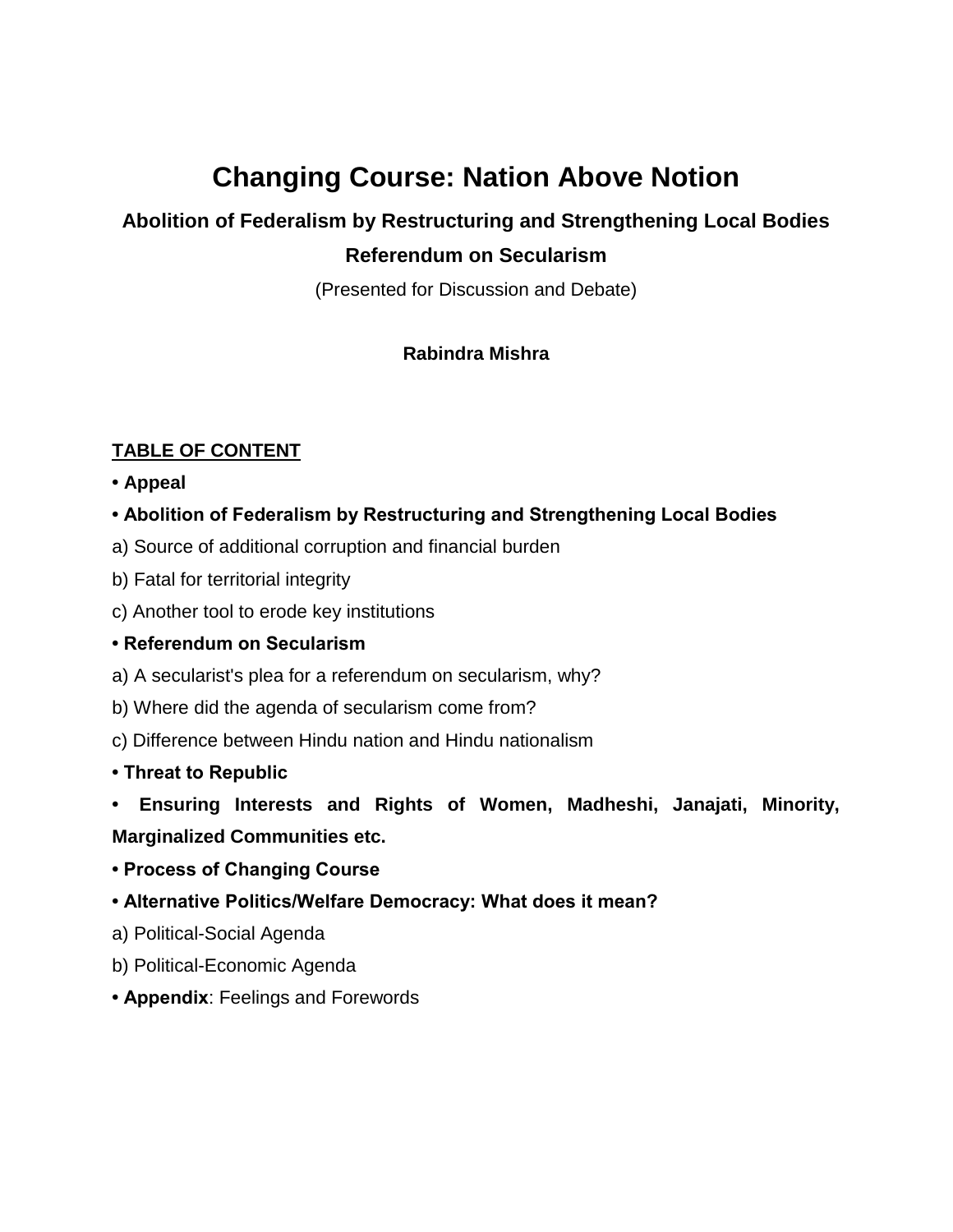# Changing Course: Nation Above Notion

## Abolition of Federalism by Restructuring and Strengthening Local Bodies

## Referendum on Secularism

(Presented for Discussion and Debate)

**Rabindra Mishra**

**TABLE OF CONTENT**

- **Appeal**
- **Abolition of Federalism by Restructuring and Strengthening Local Bodies**

a) Source of additional corruption and financial burden

b) Fatal for territorial integrity

c) Another tool to erode key institutions

- **Referendum on Secularism**

a) A secularist's plea for a referendum on secularism, why?

b) Where did the agenda of secularism come from?

c) Difference between Hindu nation and Hindu nationalism

- **Threat to Republic**
- **Ensuring Interests and Rights of Women, Madheshi, Janajati, Minority, Marginalized Communities etc.**
- **Process of Changing Course**
- **Alternative Politics/Welfare Democracy: What does it mean?**

a) Political-Social Agenda

b) Political-Economic Agenda

- **Appendix**: Feelings and Forewords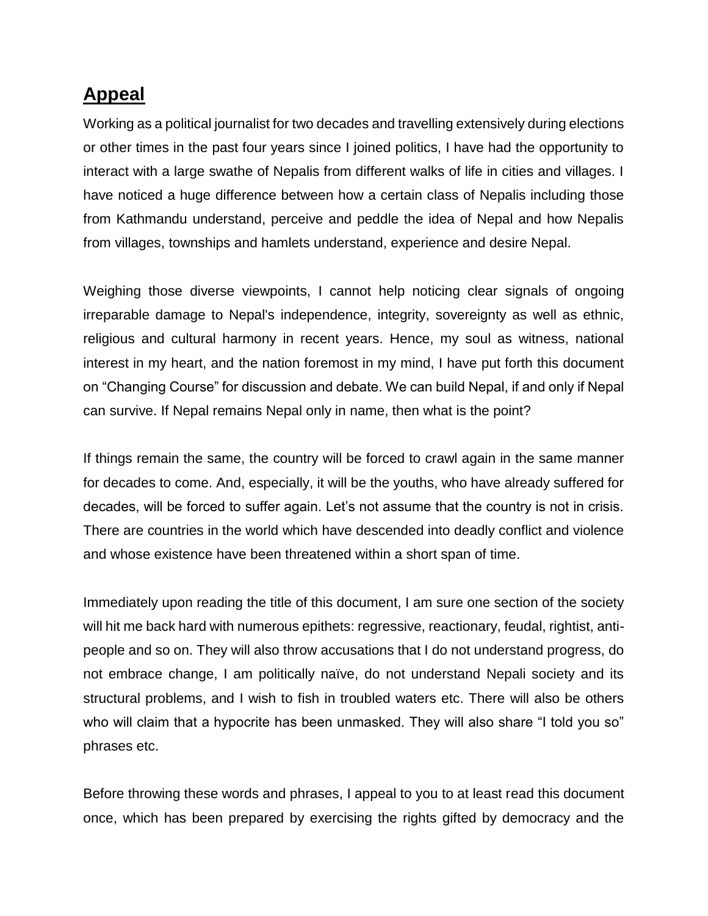## **Appeal**

Working as a political journalist for two decades and travelling extensively during elections or other times in the past four years since I joined politics, I have had the opportunity to interact with a large swathe of Nepalis from different walks of life in cities and villages. I have noticed a huge difference between how a certain class of Nepalis including those from Kathmandu understand, perceive and peddle the idea of Nepal and how Nepalis from villages, townships and hamlets understand, experience and desire Nepal.

Weighing those diverse viewpoints, I cannot help noticing clear signals of ongoing irreparable damage to Nepal's independence, integrity, sovereignty as well as ethnic, religious and cultural harmony in recent years. Hence, my soul as witness, national interest in my heart, and the nation foremost in my mind, I have put forth this document on "Changing Course" for discussion and debate. We can build Nepal, if and only if Nepal can survive. If Nepal remains Nepal only in name, then what is the point?

If things remain the same, the country will be forced to crawl again in the same manner for decades to come. And, especially, it will be the youths, who have already suffered for decades, will be forced to suffer again. Let's not assume that the country is not in crisis. There are countries in the world which have descended into deadly conflict and violence and whose existence have been threatened within a short span of time.

Immediately upon reading the title of this document, I am sure one section of the society will hit me back hard with numerous epithets: regressive, reactionary, feudal, rightist, anti-people and so on. They will also throw accusations that I do not understand progress, do not embrace change, I am politically naïve, do not understand Nepali society and its structural problems, and I wish to fish in troubled waters etc. There will also be others who will claim that a hypocrite has been unmasked. They will also share "I told you so" phrases etc.

Before throwing these words and phrases, I appeal to you to at least read this document once, which has been prepared by exercising the rights gifted by democracy and the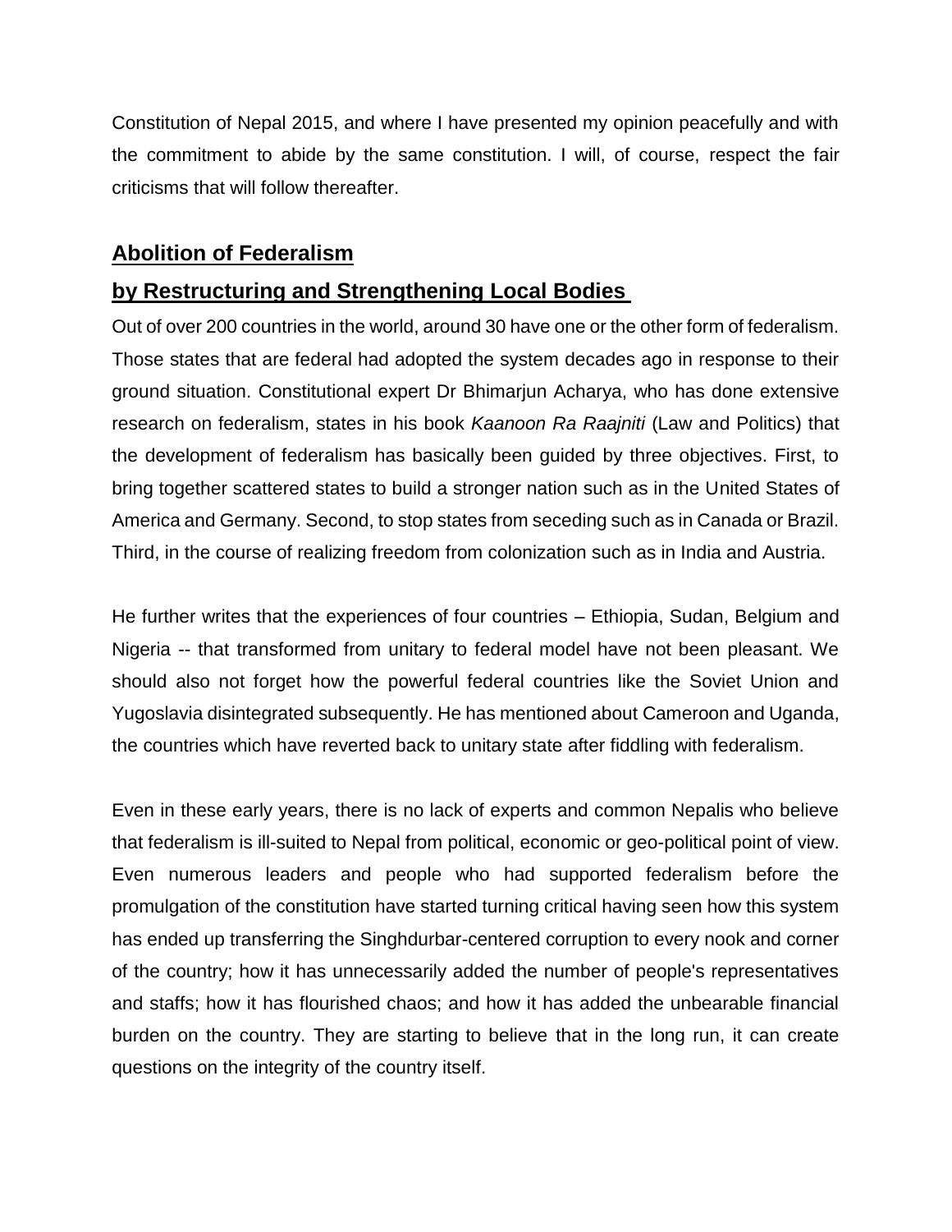Constitution of Nepal 2015, and where I have presented my opinion peacefully and with the commitment to abide by the same constitution. I will, of course, respect the fair criticisms that will follow thereafter.

## **Abolition of Federalism by Restructuring and Strengthening Local Bodies**

Out of over 200 countries in the world, around 30 have one or the other form of federalism. Those states that are federal had adopted the system decades ago in response to their ground situation. Constitutional expert Dr Bhimarjun Acharya, who has done extensive research on federalism, states in his book *Kaanoon Ra Raajniti* (Law and Politics) that the development of federalism has basically been guided by three objectives. First, to bring together scattered states to build a stronger nation such as in the United States of America and Germany. Second, to stop states from seceding such as in Canada or Brazil. Third, in the course of realizing freedom from colonization such as in India and Austria.

He further writes that the experiences of four countries – Ethiopia, Sudan, Belgium and Nigeria -- that transformed from unitary to federal model have not been pleasant. We should also not forget how the powerful federal countries like the Soviet Union and Yugoslavia disintegrated subsequently. He has mentioned about Cameroon and Uganda, the countries which have reverted back to unitary state after fiddling with federalism.

Even in these early years, there is no lack of experts and common Nepalis who believe that federalism is ill-suited to Nepal from political, economic or geo-political point of view. Even numerous leaders and people who had supported federalism before the promulgation of the constitution have started turning critical having seen how this system has ended up transferring the Singhdurbar-centered corruption to every nook and corner of the country; how it has unnecessarily added the number of people's representatives and staffs; how it has flourished chaos; and how it has added the unbearable financial burden on the country. They are starting to believe that in the long run, it can create questions on the integrity of the country itself.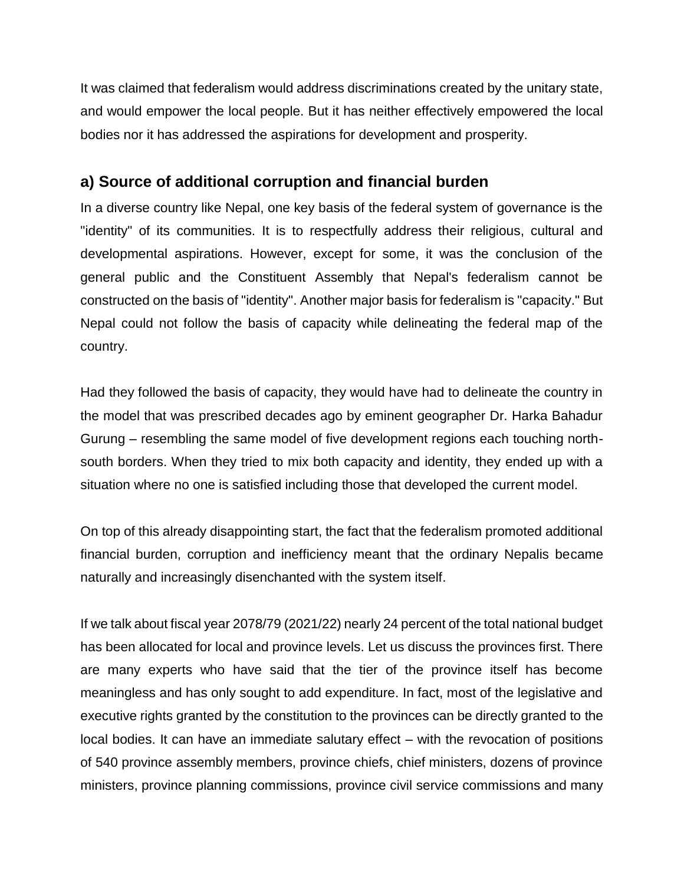It was claimed that federalism would address discriminations created by the unitary state, and would empower the local people. But it has neither effectively empowered the local bodies nor it has addressed the aspirations for development and prosperity.

## a) Source of additional corruption and financial burden

In a diverse country like Nepal, one key basis of the federal system of governance is the "identity" of its communities. It is to respectfully address their religious, cultural and developmental aspirations. However, except for some, it was the conclusion of the general public and the Constituent Assembly that Nepal's federalism cannot be constructed on the basis of "identity". Another major basis for federalism is "capacity." But Nepal could not follow the basis of capacity while delineating the federal map of the country.

Had they followed the basis of capacity, they would have had to delineate the country in the model that was prescribed decades ago by eminent geographer Dr. Harka Bahadur Gurung – resembling the same model of five development regions each touching north-south borders. When they tried to mix both capacity and identity, they ended up with a situation where no one is satisfied including those that developed the current model.

On top of this already disappointing start, the fact that the federalism promoted additional financial burden, corruption and inefficiency meant that the ordinary Nepalis became naturally and increasingly disenchanted with the system itself.

If we talk about fiscal year 2078/79 (2021/22) nearly 24 percent of the total national budget has been allocated for local and province levels. Let us discuss the provinces first. There are many experts who have said that the tier of the province itself has become meaningless and has only sought to add expenditure. In fact, most of the legislative and executive rights granted by the constitution to the provinces can be directly granted to the local bodies. It can have an immediate salutary effect – with the revocation of positions of 540 province assembly members, province chiefs, chief ministers, dozens of province ministers, province planning commissions, province civil service commissions and many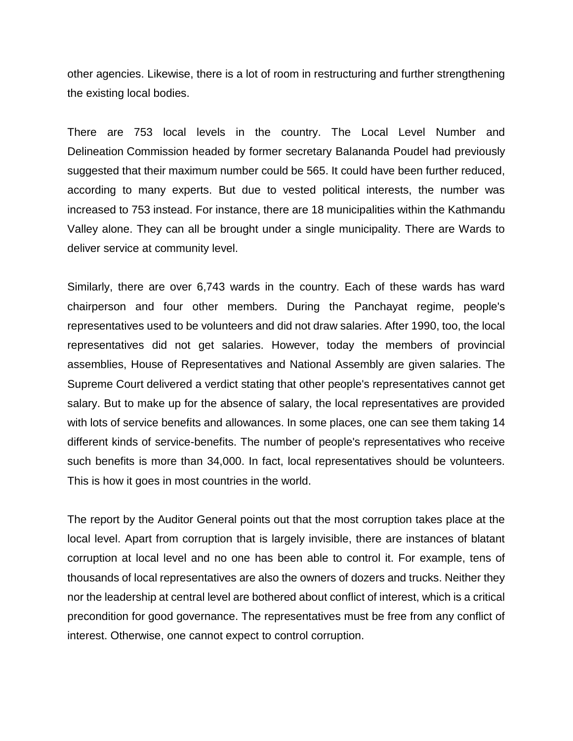other agencies. Likewise, there is a lot of room in restructuring and further strengthening the existing local bodies.

There are 753 local levels in the country. The Local Level Number and Delineation Commission headed by former secretary Balananda Poudel had previously suggested that their maximum number could be 565. It could have been further reduced, according to many experts. But due to vested political interests, the number was increased to 753 instead. For instance, there are 18 municipalities within the Kathmandu Valley alone. They can all be brought under a single municipality. There are Wards to deliver service at community level.

Similarly, there are over 6,743 wards in the country. Each of these wards has ward chairperson and four other members. During the Panchayat regime, people's representatives used to be volunteers and did not draw salaries. After 1990, too, the local representatives did not get salaries. However, today the members of provincial assemblies, House of Representatives and National Assembly are given salaries. The Supreme Court delivered a verdict stating that other people's representatives cannot get salary. But to make up for the absence of salary, the local representatives are provided with lots of service benefits and allowances. In some places, one can see them taking 14 different kinds of service-benefits. The number of people's representatives who receive such benefits is more than 34,000. In fact, local representatives should be volunteers. This is how it goes in most countries in the world.

The report by the Auditor General points out that the most corruption takes place at the local level. Apart from corruption that is largely invisible, there are instances of blatant corruption at local level and no one has been able to control it. For example, tens of thousands of local representatives are also the owners of dozers and trucks. Neither they nor the leadership at central level are bothered about conflict of interest, which is a critical precondition for good governance. The representatives must be free from any conflict of interest. Otherwise, one cannot expect to control corruption.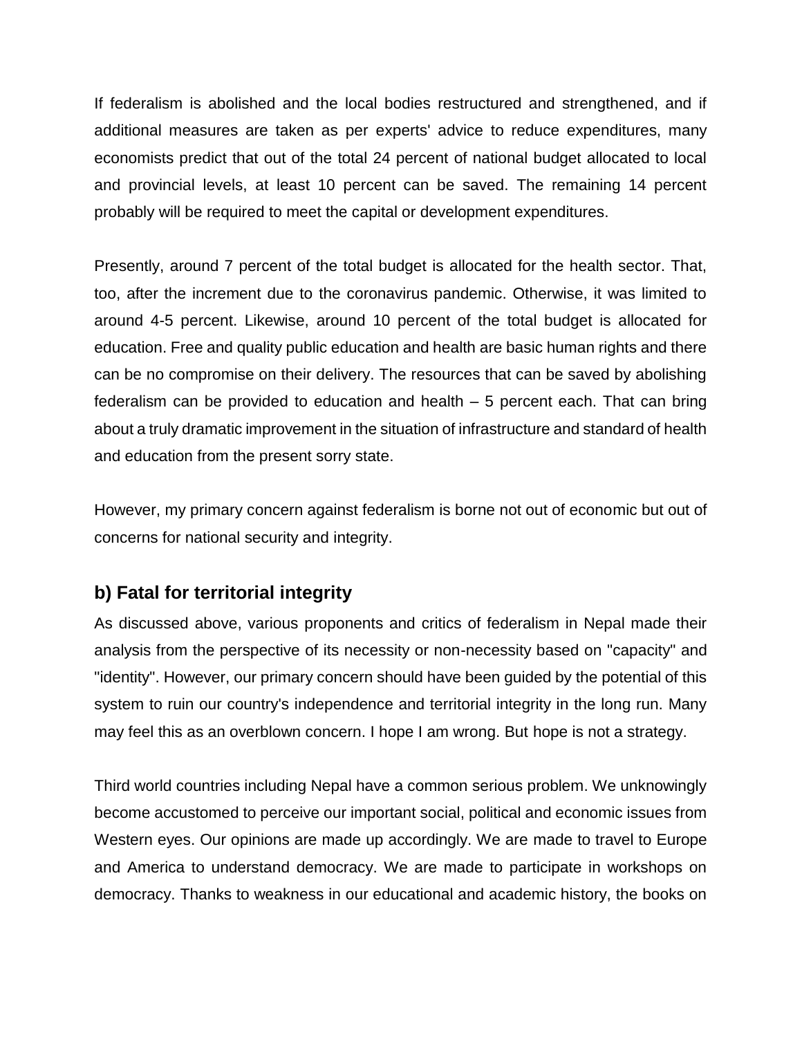If federalism is abolished and the local bodies restructured and strengthened, and if additional measures are taken as per experts' advice to reduce expenditures, many economists predict that out of the total 24 percent of national budget allocated to local and provincial levels, at least 10 percent can be saved. The remaining 14 percent probably will be required to meet the capital or development expenditures.

Presently, around 7 percent of the total budget is allocated for the health sector. That, too, after the increment due to the coronavirus pandemic. Otherwise, it was limited to around 4-5 percent. Likewise, around 10 percent of the total budget is allocated for education. Free and quality public education and health are basic human rights and there can be no compromise on their delivery. The resources that can be saved by abolishing federalism can be provided to education and health – 5 percent each. That can bring about a truly dramatic improvement in the situation of infrastructure and standard of health and education from the present sorry state.

However, my primary concern against federalism is borne not out of economic but out of concerns for national security and integrity.

## b) Fatal for territorial integrity

As discussed above, various proponents and critics of federalism in Nepal made their analysis from the perspective of its necessity or non-necessity based on "capacity" and "identity". However, our primary concern should have been guided by the potential of this system to ruin our country's independence and territorial integrity in the long run. Many may feel this as an overblown concern. I hope I am wrong. But hope is not a strategy.

Third world countries including Nepal have a common serious problem. We unknowingly become accustomed to perceive our important social, political and economic issues from Western eyes. Our opinions are made up accordingly. We are made to travel to Europe and America to understand democracy. We are made to participate in workshops on democracy. Thanks to weakness in our educational and academic history, the books on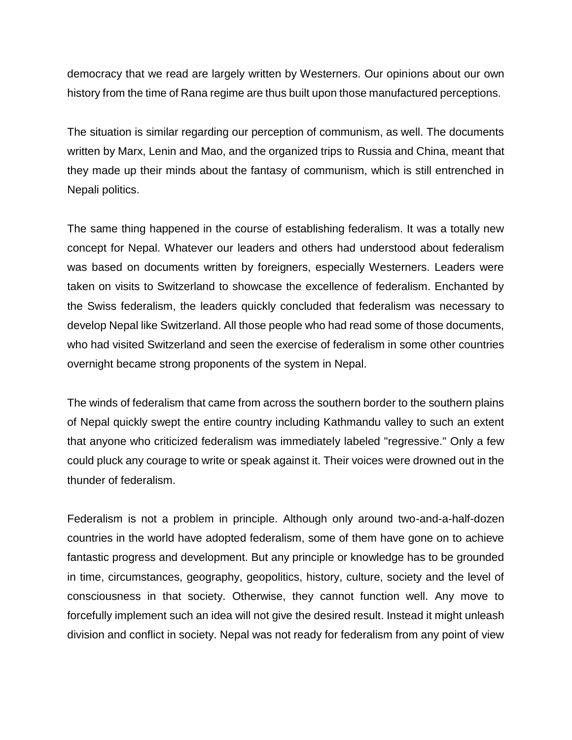democracy that we read are largely written by Westerners. Our opinions about our own history from the time of Rana regime are thus built upon those manufactured perceptions.

The situation is similar regarding our perception of communism, as well. The documents written by Marx, Lenin and Mao, and the organized trips to Russia and China, meant that they made up their minds about the fantasy of communism, which is still entrenched in Nepali politics.

The same thing happened in the course of establishing federalism. It was a totally new concept for Nepal. Whatever our leaders and others had understood about federalism was based on documents written by foreigners, especially Westerners. Leaders were taken on visits to Switzerland to showcase the excellence of federalism. Enchanted by the Swiss federalism, the leaders quickly concluded that federalism was necessary to develop Nepal like Switzerland. All those people who had read some of those documents, who had visited Switzerland and seen the exercise of federalism in some other countries overnight became strong proponents of the system in Nepal.

The winds of federalism that came from across the southern border to the southern plains of Nepal quickly swept the entire country including Kathmandu valley to such an extent that anyone who criticized federalism was immediately labeled "regressive." Only a few could pluck any courage to write or speak against it. Their voices were drowned out in the thunder of federalism.

Federalism is not a problem in principle. Although only around two-and-a-half-dozen countries in the world have adopted federalism, some of them have gone on to achieve fantastic progress and development. But any principle or knowledge has to be grounded in time, circumstances, geography, geopolitics, history, culture, society and the level of consciousness in that society. Otherwise, they cannot function well. Any move to forcefully implement such an idea will not give the desired result. Instead it might unleash division and conflict in society. Nepal was not ready for federalism from any point of view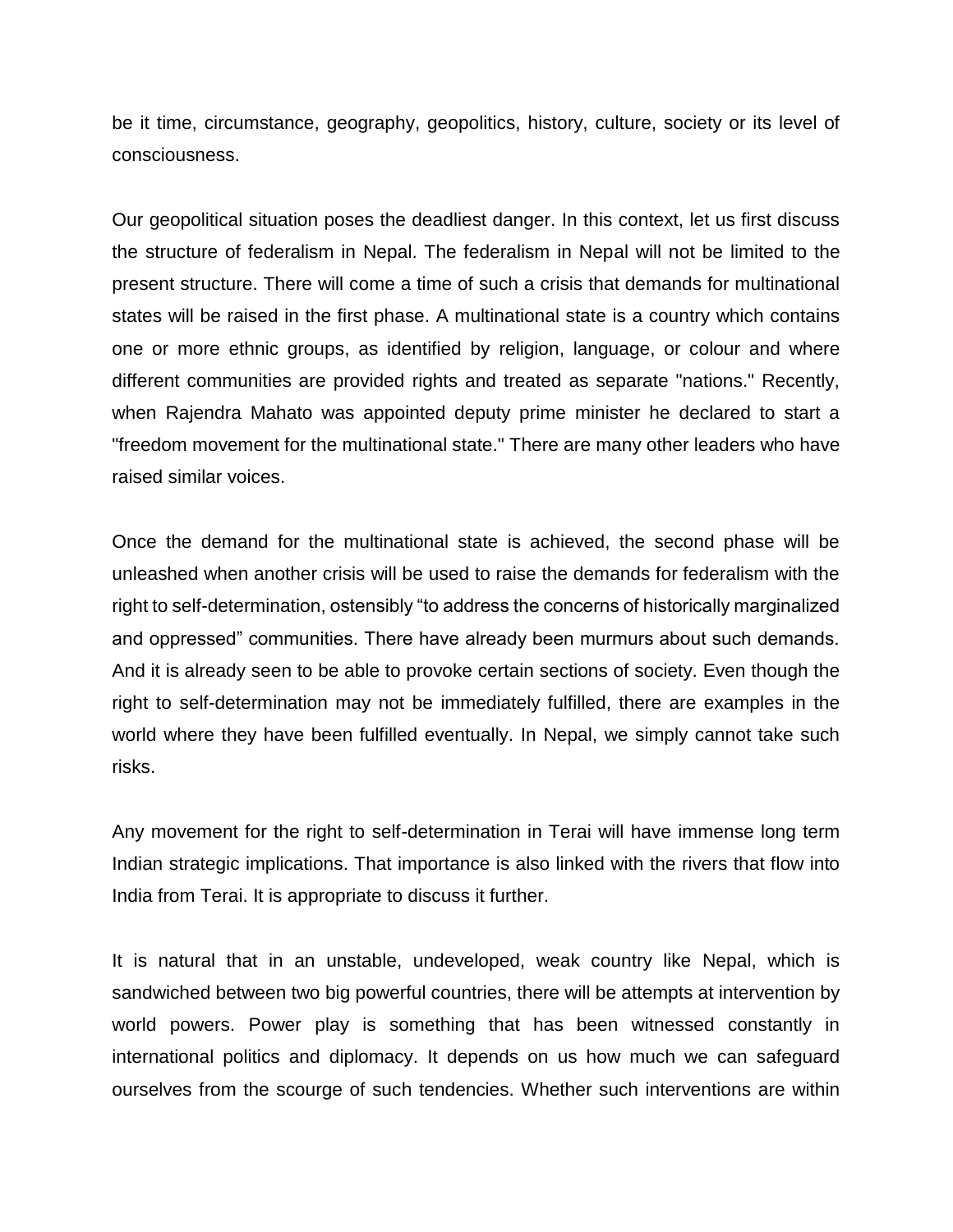be it time, circumstance, geography, geopolitics, history, culture, society or its level of consciousness.

Our geopolitical situation poses the deadliest danger. In this context, let us first discuss the structure of federalism in Nepal. The federalism in Nepal will not be limited to the present structure. There will come a time of such a crisis that demands for multinational states will be raised in the first phase. A multinational state is a country which contains one or more ethnic groups, as identified by religion, language, or colour and where different communities are provided rights and treated as separate "nations." Recently, when Rajendra Mahato was appointed deputy prime minister he declared to start a "freedom movement for the multinational state." There are many other leaders who have raised similar voices.

Once the demand for the multinational state is achieved, the second phase will be unleashed when another crisis will be used to raise the demands for federalism with the right to self-determination, ostensibly "to address the concerns of historically marginalized and oppressed" communities. There have already been murmurs about such demands. And it is already seen to be able to provoke certain sections of society. Even though the right to self-determination may not be immediately fulfilled, there are examples in the world where they have been fulfilled eventually. In Nepal, we simply cannot take such risks.

Any movement for the right to self-determination in Terai will have immense long term Indian strategic implications. That importance is also linked with the rivers that flow into India from Terai. It is appropriate to discuss it further.

It is natural that in an unstable, undeveloped, weak country like Nepal, which is sandwiched between two big powerful countries, there will be attempts at intervention by world powers. Power play is something that has been witnessed constantly in international politics and diplomacy. It depends on us how much we can safeguard ourselves from the scourge of such tendencies. Whether such interventions are within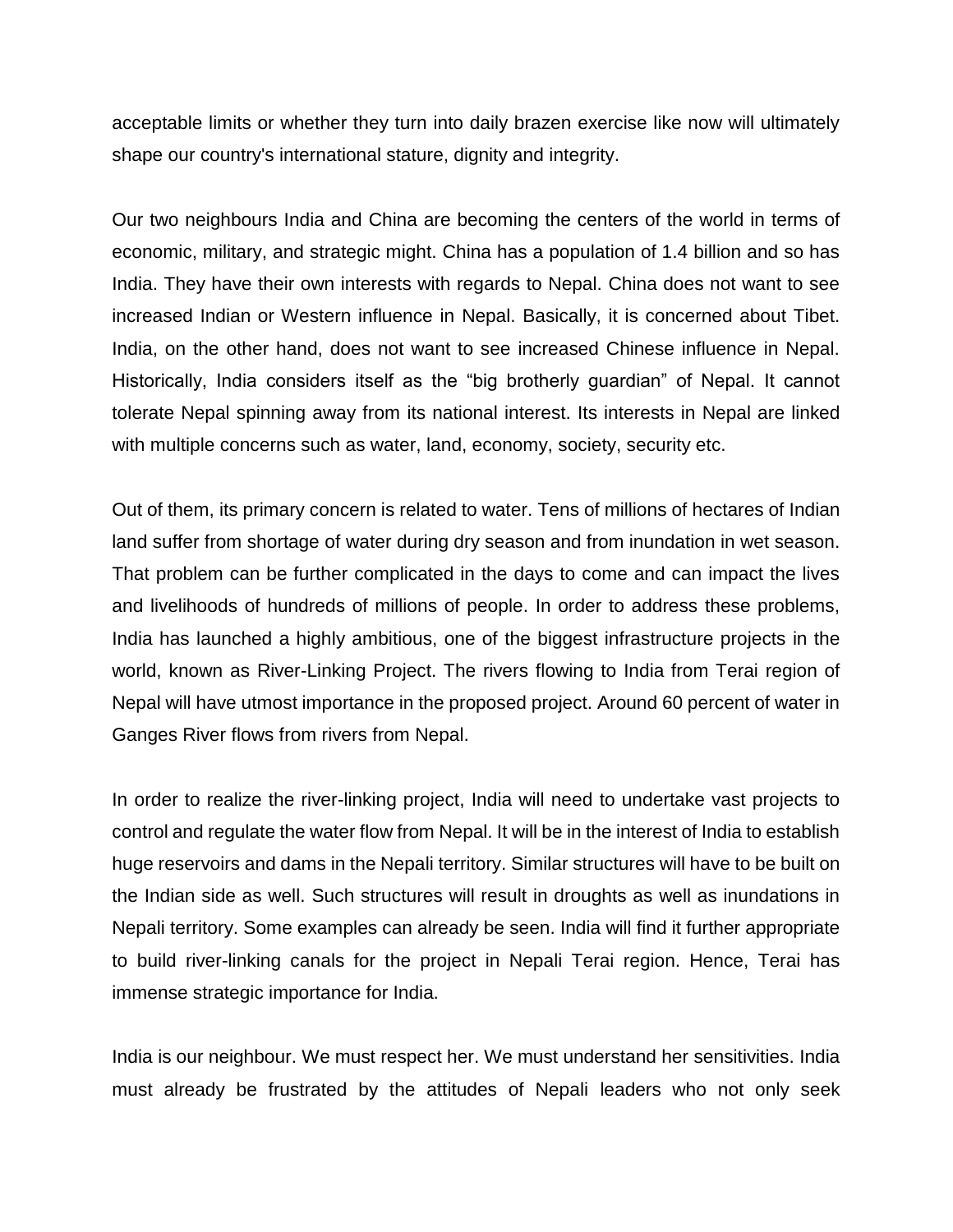acceptable limits or whether they turn into daily brazen exercise like now will ultimately shape our country's international stature, dignity and integrity.

Our two neighbours India and China are becoming the centers of the world in terms of economic, military, and strategic might. China has a population of 1.4 billion and so has India. They have their own interests with regards to Nepal. China does not want to see increased Indian or Western influence in Nepal. Basically, it is concerned about Tibet. India, on the other hand, does not want to see increased Chinese influence in Nepal. Historically, India considers itself as the "big brotherly guardian" of Nepal. It cannot tolerate Nepal spinning away from its national interest. Its interests in Nepal are linked with multiple concerns such as water, land, economy, society, security etc.

Out of them, its primary concern is related to water. Tens of millions of hectares of Indian land suffer from shortage of water during dry season and from inundation in wet season. That problem can be further complicated in the days to come and can impact the lives and livelihoods of hundreds of millions of people. In order to address these problems, India has launched a highly ambitious, one of the biggest infrastructure projects in the world, known as River-Linking Project. The rivers flowing to India from Terai region of Nepal will have utmost importance in the proposed project. Around 60 percent of water in Ganges River flows from rivers from Nepal.

In order to realize the river-linking project, India will need to undertake vast projects to control and regulate the water flow from Nepal. It will be in the interest of India to establish huge reservoirs and dams in the Nepali territory. Similar structures will have to be built on the Indian side as well. Such structures will result in droughts as well as inundations in Nepali territory. Some examples can already be seen. India will find it further appropriate to build river-linking canals for the project in Nepali Terai region. Hence, Terai has immense strategic importance for India.

India is our neighbour. We must respect her. We must understand her sensitivities. India must already be frustrated by the attitudes of Nepali leaders who not only seek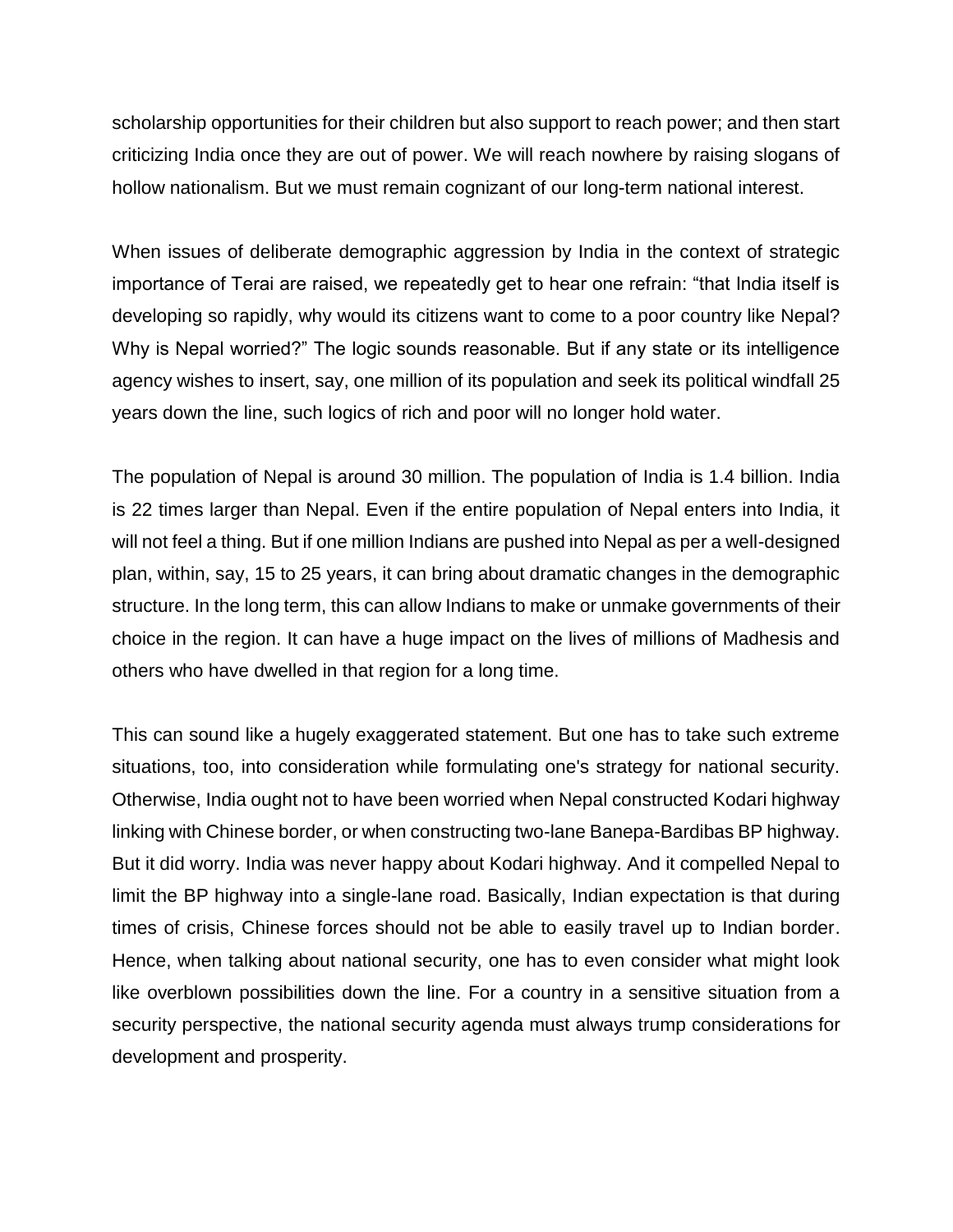scholarship opportunities for their children but also support to reach power; and then start criticizing India once they are out of power. We will reach nowhere by raising slogans of hollow nationalism. But we must remain cognizant of our long-term national interest.

When issues of deliberate demographic aggression by India in the context of strategic importance of Terai are raised, we repeatedly get to hear one refrain: "that India itself is developing so rapidly, why would its citizens want to come to a poor country like Nepal? Why is Nepal worried?" The logic sounds reasonable. But if any state or its intelligence agency wishes to insert, say, one million of its population and seek its political windfall 25 years down the line, such logics of rich and poor will no longer hold water.

The population of Nepal is around 30 million. The population of India is 1.4 billion. India is 22 times larger than Nepal. Even if the entire population of Nepal enters into India, it will not feel a thing. But if one million Indians are pushed into Nepal as per a well-designed plan, within, say, 15 to 25 years, it can bring about dramatic changes in the demographic structure. In the long term, this can allow Indians to make or unmake governments of their choice in the region. It can have a huge impact on the lives of millions of Madhesis and others who have dwelled in that region for a long time.

This can sound like a hugely exaggerated statement. But one has to take such extreme situations, too, into consideration while formulating one's strategy for national security. Otherwise, India ought not to have been worried when Nepal constructed Kodari highway linking with Chinese border, or when constructing two-lane Banepa-Bardibas BP highway. But it did worry. India was never happy about Kodari highway. And it compelled Nepal to limit the BP highway into a single-lane road. Basically, Indian expectation is that during times of crisis, Chinese forces should not be able to easily travel up to Indian border. Hence, when talking about national security, one has to even consider what might look like overblown possibilities down the line. For a country in a sensitive situation from a security perspective, the national security agenda must always trump considerations for development and prosperity.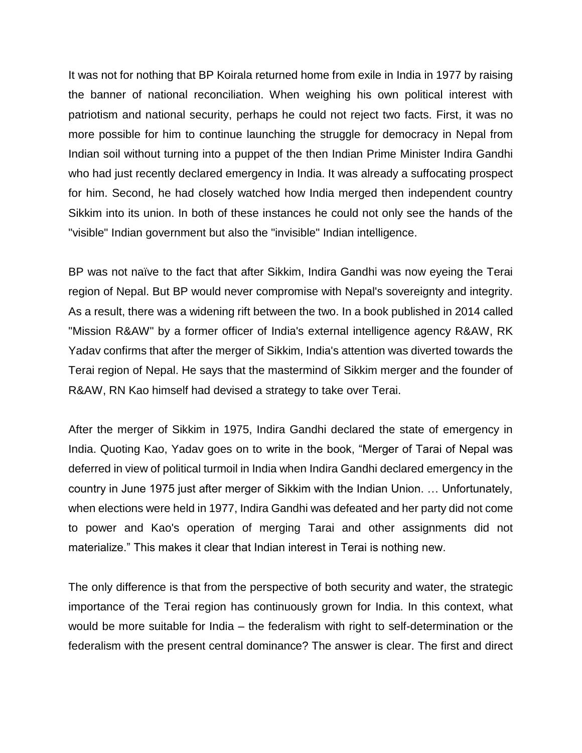It was not for nothing that BP Koirala returned home from exile in India in 1977 by raising the banner of national reconciliation. When weighing his own political interest with patriotism and national security, perhaps he could not reject two facts. First, it was no more possible for him to continue launching the struggle for democracy in Nepal from Indian soil without turning into a puppet of the then Indian Prime Minister Indira Gandhi who had just recently declared emergency in India. It was already a suffocating prospect for him. Second, he had closely watched how India merged then independent country Sikkim into its union. In both of these instances he could not only see the hands of the "visible" Indian government but also the "invisible" Indian intelligence.

BP was not naïve to the fact that after Sikkim, Indira Gandhi was now eyeing the Terai region of Nepal. But BP would never compromise with Nepal's sovereignty and integrity. As a result, there was a widening rift between the two. In a book published in 2014 called "Mission R&AW" by a former officer of India's external intelligence agency R&AW, RK Yadav confirms that after the merger of Sikkim, India's attention was diverted towards the Terai region of Nepal. He says that the mastermind of Sikkim merger and the founder of R&AW, RN Kao himself had devised a strategy to take over Terai.

After the merger of Sikkim in 1975, Indira Gandhi declared the state of emergency in India. Quoting Kao, Yadav goes on to write in the book, "Merger of Tarai of Nepal was deferred in view of political turmoil in India when Indira Gandhi declared emergency in the country in June 1975 just after merger of Sikkim with the Indian Union. … Unfortunately, when elections were held in 1977, Indira Gandhi was defeated and her party did not come to power and Kao's operation of merging Tarai and other assignments did not materialize." This makes it clear that Indian interest in Terai is nothing new.

The only difference is that from the perspective of both security and water, the strategic importance of the Terai region has continuously grown for India. In this context, what would be more suitable for India – the federalism with right to self-determination or the federalism with the present central dominance? The answer is clear. The first and direct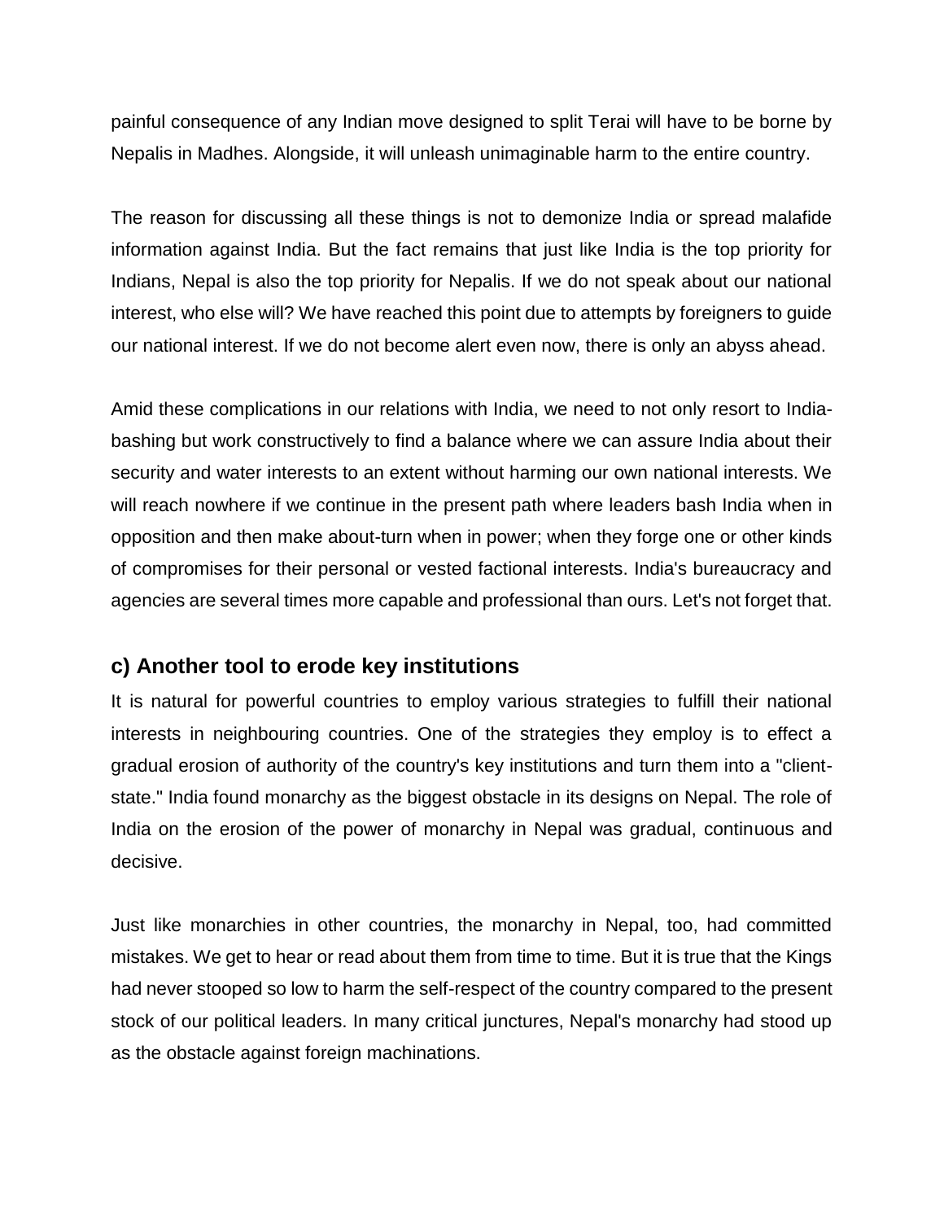painful consequence of any Indian move designed to split Terai will have to be borne by Nepalis in Madhes. Alongside, it will unleash unimaginable harm to the entire country.

The reason for discussing all these things is not to demonize India or spread malafide information against India. But the fact remains that just like India is the top priority for Indians, Nepal is also the top priority for Nepalis. If we do not speak about our national interest, who else will? We have reached this point due to attempts by foreigners to guide our national interest. If we do not become alert even now, there is only an abyss ahead.

Amid these complications in our relations with India, we need to not only resort to India-bashing but work constructively to find a balance where we can assure India about their security and water interests to an extent without harming our own national interests. We will reach nowhere if we continue in the present path where leaders bash India when in opposition and then make about-turn when in power; when they forge one or other kinds of compromises for their personal or vested factional interests. India's bureaucracy and agencies are several times more capable and professional than ours. Let's not forget that.

## c) Another tool to erode key institutions

It is natural for powerful countries to employ various strategies to fulfill their national interests in neighbouring countries. One of the strategies they employ is to effect a gradual erosion of authority of the country's key institutions and turn them into a "client-state." India found monarchy as the biggest obstacle in its designs on Nepal. The role of India on the erosion of the power of monarchy in Nepal was gradual, continuous and decisive.

Just like monarchies in other countries, the monarchy in Nepal, too, had committed mistakes. We get to hear or read about them from time to time. But it is true that the Kings had never stooped so low to harm the self-respect of the country compared to the present stock of our political leaders. In many critical junctures, Nepal's monarchy had stood up as the obstacle against foreign machinations.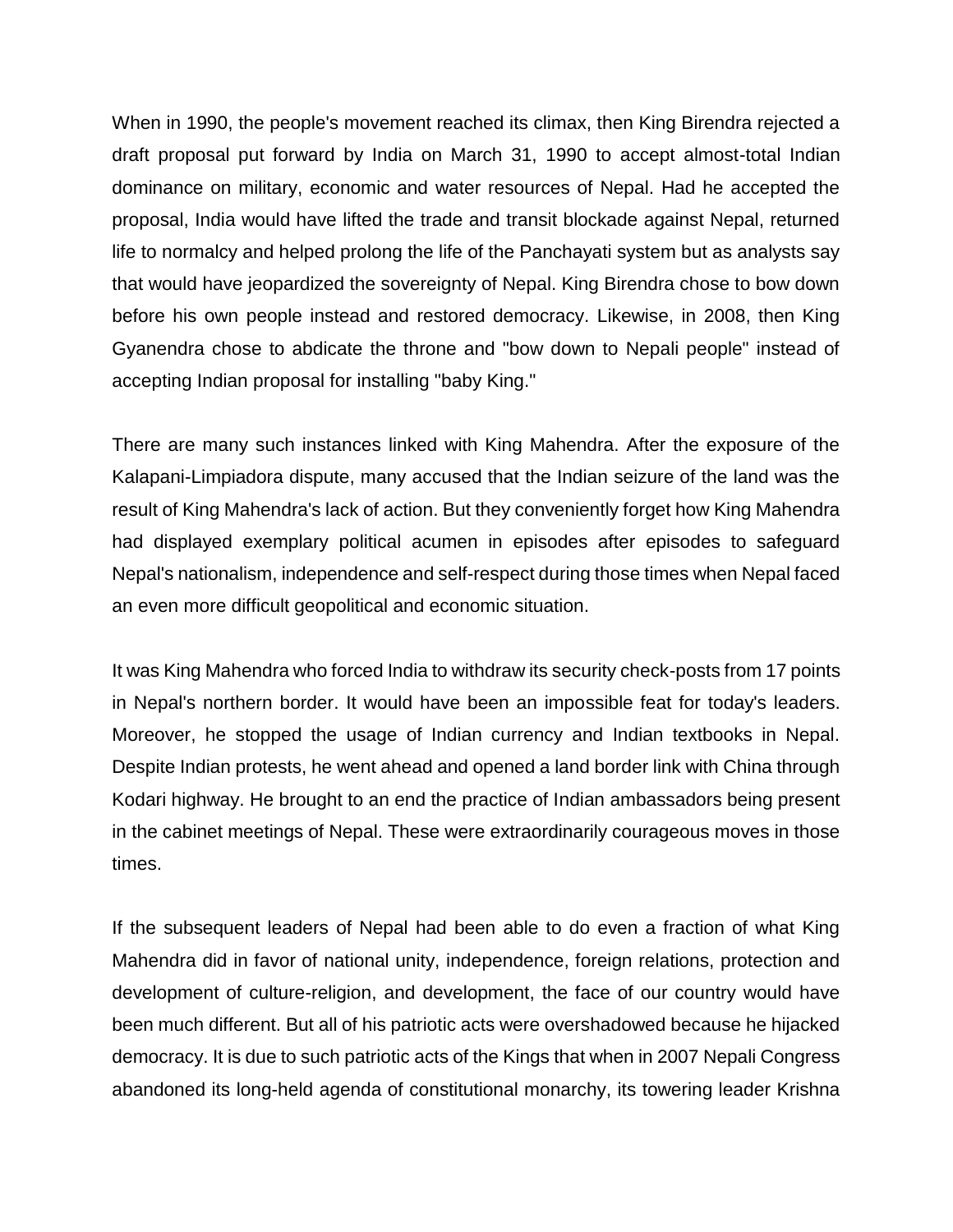When in 1990, the people's movement reached its climax, then King Birendra rejected a draft proposal put forward by India on March 31, 1990 to accept almost-total Indian dominance on military, economic and water resources of Nepal. Had he accepted the proposal, India would have lifted the trade and transit blockade against Nepal, returned life to normalcy and helped prolong the life of the Panchayati system but as analysts say that would have jeopardized the sovereignty of Nepal. King Birendra chose to bow down before his own people instead and restored democracy. Likewise, in 2008, then King Gyanendra chose to abdicate the throne and "bow down to Nepali people" instead of accepting Indian proposal for installing "baby King."

There are many such instances linked with King Mahendra. After the exposure of the Kalapani-Limpiadora dispute, many accused that the Indian seizure of the land was the result of King Mahendra's lack of action. But they conveniently forget how King Mahendra had displayed exemplary political acumen in episodes after episodes to safeguard Nepal's nationalism, independence and self-respect during those times when Nepal faced an even more difficult geopolitical and economic situation.

It was King Mahendra who forced India to withdraw its security check-posts from 17 points in Nepal's northern border. It would have been an impossible feat for today's leaders. Moreover, he stopped the usage of Indian currency and Indian textbooks in Nepal. Despite Indian protests, he went ahead and opened a land border link with China through Kodari highway. He brought to an end the practice of Indian ambassadors being present in the cabinet meetings of Nepal. These were extraordinarily courageous moves in those times.

If the subsequent leaders of Nepal had been able to do even a fraction of what King Mahendra did in favor of national unity, independence, foreign relations, protection and development of culture-religion, and development, the face of our country would have been much different. But all of his patriotic acts were overshadowed because he hijacked democracy. It is due to such patriotic acts of the Kings that when in 2007 Nepali Congress abandoned its long-held agenda of constitutional monarchy, its towering leader Krishna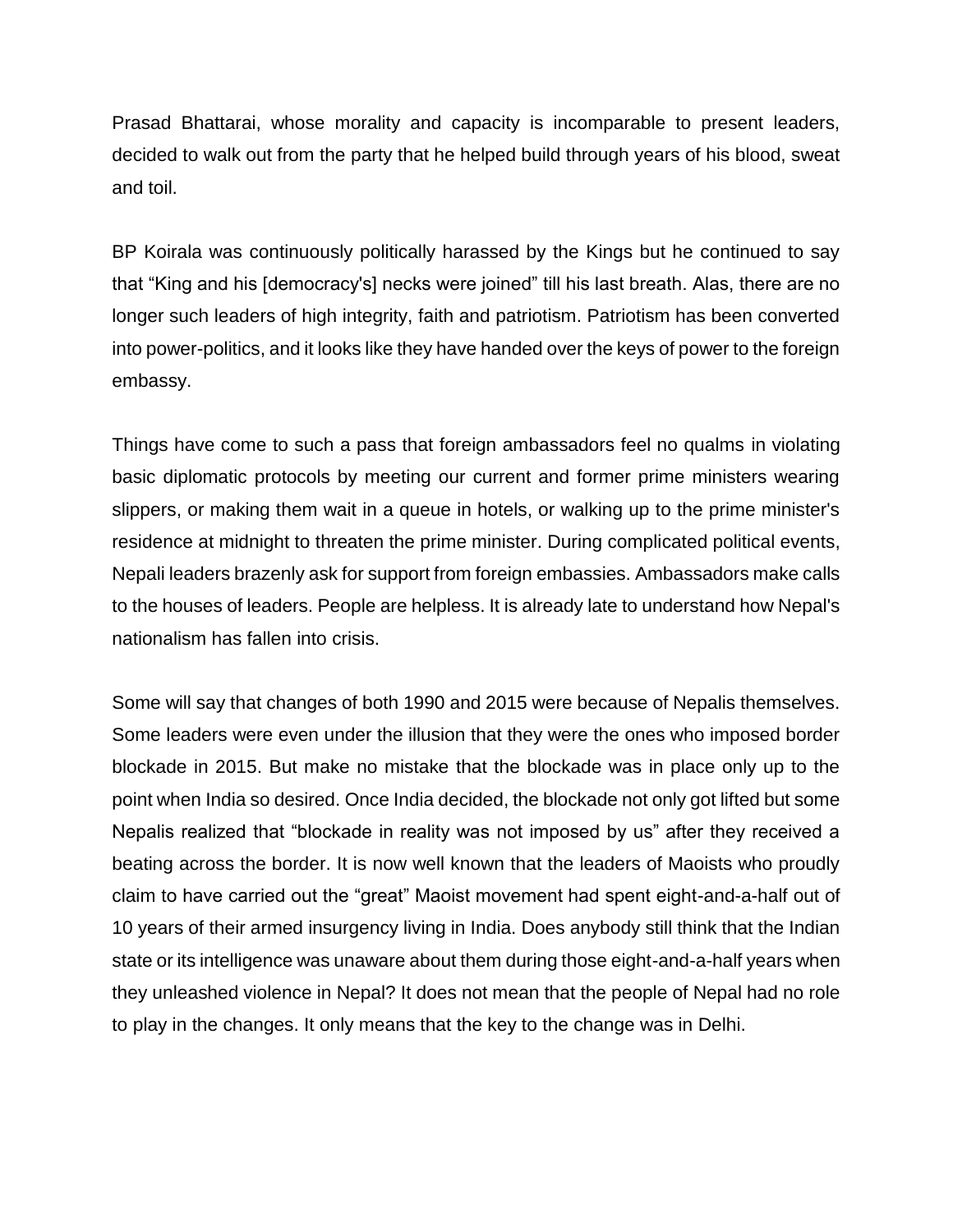Prasad Bhattarai, whose morality and capacity is incomparable to present leaders, decided to walk out from the party that he helped build through years of his blood, sweat and toil.

BP Koirala was continuously politically harassed by the Kings but he continued to say that "King and his [democracy's] necks were joined" till his last breath. Alas, there are no longer such leaders of high integrity, faith and patriotism. Patriotism has been converted into power-politics, and it looks like they have handed over the keys of power to the foreign embassy.

Things have come to such a pass that foreign ambassadors feel no qualms in violating basic diplomatic protocols by meeting our current and former prime ministers wearing slippers, or making them wait in a queue in hotels, or walking up to the prime minister's residence at midnight to threaten the prime minister. During complicated political events, Nepali leaders brazenly ask for support from foreign embassies. Ambassadors make calls to the houses of leaders. People are helpless. It is already late to understand how Nepal's nationalism has fallen into crisis.

Some will say that changes of both 1990 and 2015 were because of Nepalis themselves. Some leaders were even under the illusion that they were the ones who imposed border blockade in 2015. But make no mistake that the blockade was in place only up to the point when India so desired. Once India decided, the blockade not only got lifted but some Nepalis realized that "blockade in reality was not imposed by us" after they received a beating across the border. It is now well known that the leaders of Maoists who proudly claim to have carried out the "great" Maoist movement had spent eight-and-a-half out of 10 years of their armed insurgency living in India. Does anybody still think that the Indian state or its intelligence was unaware about them during those eight-and-a-half years when they unleashed violence in Nepal? It does not mean that the people of Nepal had no role to play in the changes. It only means that the key to the change was in Delhi.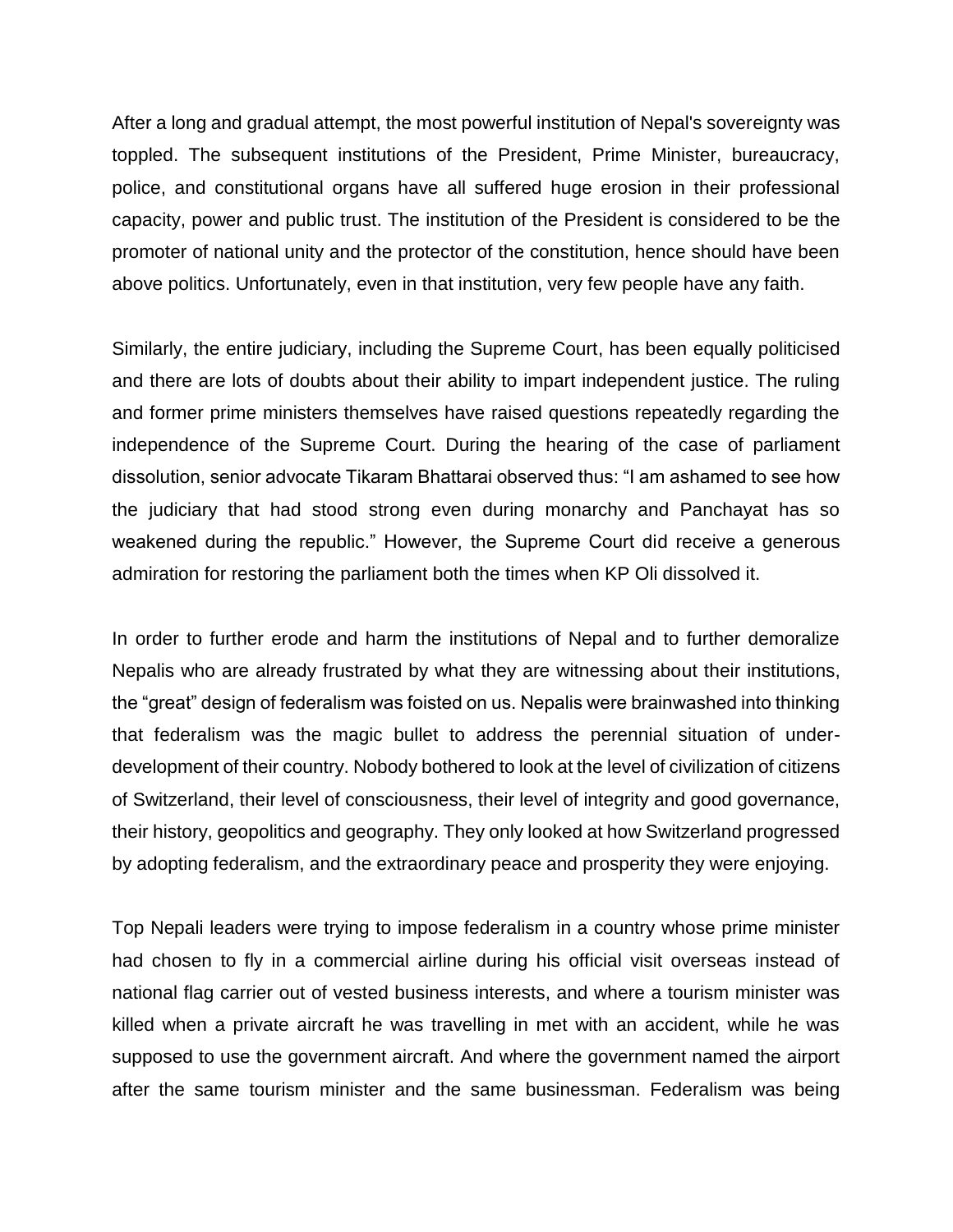After a long and gradual attempt, the most powerful institution of Nepal's sovereignty was toppled. The subsequent institutions of the President, Prime Minister, bureaucracy, police, and constitutional organs have all suffered huge erosion in their professional capacity, power and public trust. The institution of the President is considered to be the promoter of national unity and the protector of the constitution, hence should have been above politics. Unfortunately, even in that institution, very few people have any faith.

Similarly, the entire judiciary, including the Supreme Court, has been equally politicised and there are lots of doubts about their ability to impart independent justice. The ruling and former prime ministers themselves have raised questions repeatedly regarding the independence of the Supreme Court. During the hearing of the case of parliament dissolution, senior advocate Tikaram Bhattarai observed thus: "I am ashamed to see how the judiciary that had stood strong even during monarchy and Panchayat has so weakened during the republic." However, the Supreme Court did receive a generous admiration for restoring the parliament both the times when KP Oli dissolved it.

In order to further erode and harm the institutions of Nepal and to further demoralize Nepalis who are already frustrated by what they are witnessing about their institutions, the "great" design of federalism was foisted on us. Nepalis were brainwashed into thinking that federalism was the magic bullet to address the perennial situation of under-development of their country. Nobody bothered to look at the level of civilization of citizens of Switzerland, their level of consciousness, their level of integrity and good governance, their history, geopolitics and geography. They only looked at how Switzerland progressed by adopting federalism, and the extraordinary peace and prosperity they were enjoying.

Top Nepali leaders were trying to impose federalism in a country whose prime minister had chosen to fly in a commercial airline during his official visit overseas instead of national flag carrier out of vested business interests, and where a tourism minister was killed when a private aircraft he was travelling in met with an accident, while he was supposed to use the government aircraft. And where the government named the airport after the same tourism minister and the same businessman. Federalism was being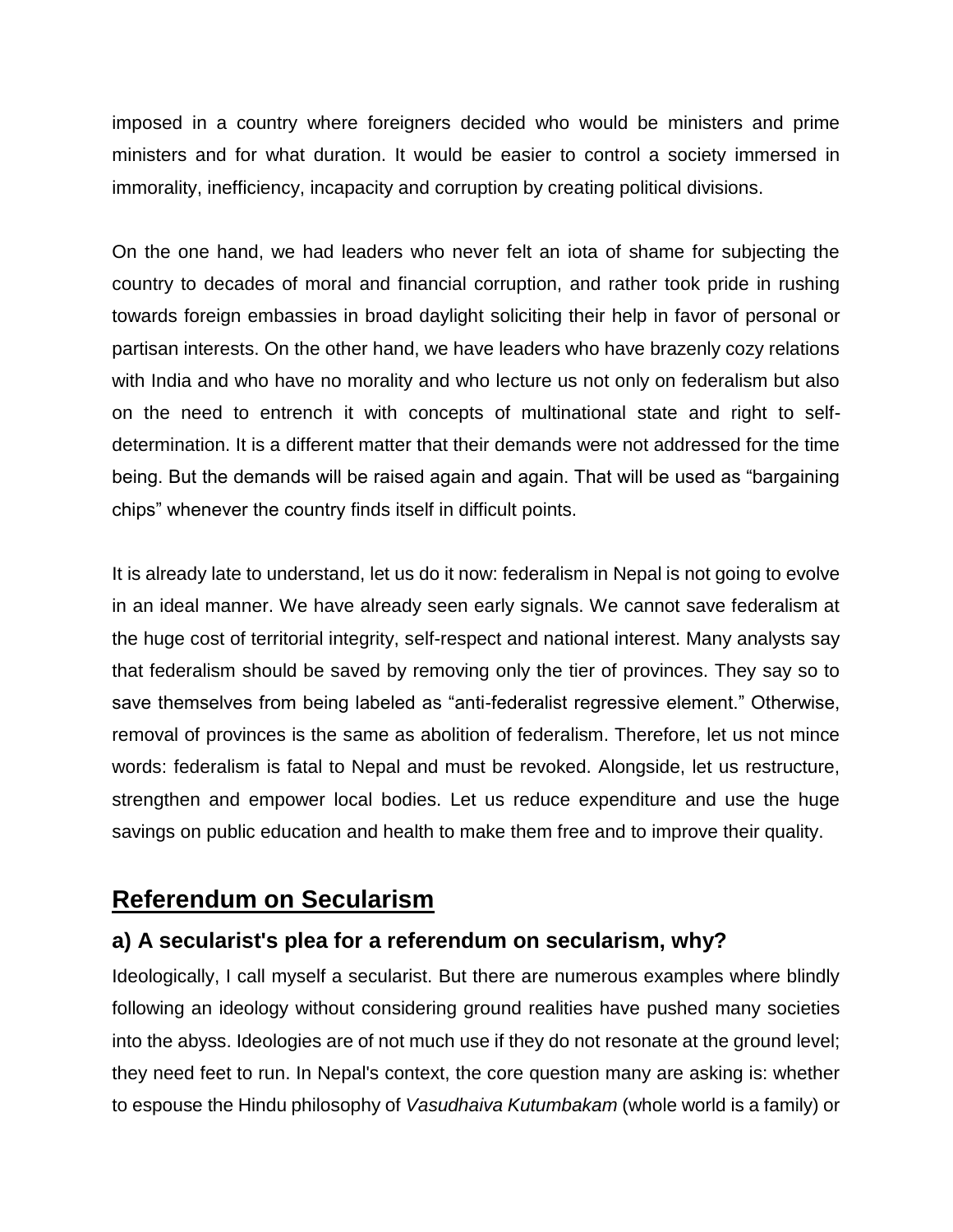imposed in a country where foreigners decided who would be ministers and prime ministers and for what duration. It would be easier to control a society immersed in immorality, inefficiency, incapacity and corruption by creating political divisions.

On the one hand, we had leaders who never felt an iota of shame for subjecting the country to decades of moral and financial corruption, and rather took pride in rushing towards foreign embassies in broad daylight soliciting their help in favor of personal or partisan interests. On the other hand, we have leaders who have brazenly cozy relations with India and who have no morality and who lecture us not only on federalism but also on the need to entrench it with concepts of multinational state and right to self-determination. It is a different matter that their demands were not addressed for the time being. But the demands will be raised again and again. That will be used as "bargaining chips" whenever the country finds itself in difficult points.

It is already late to understand, let us do it now: federalism in Nepal is not going to evolve in an ideal manner. We have already seen early signals. We cannot save federalism at the huge cost of territorial integrity, self-respect and national interest. Many analysts say that federalism should be saved by removing only the tier of provinces. They say so to save themselves from being labeled as "anti-federalist regressive element." Otherwise, removal of provinces is the same as abolition of federalism. Therefore, let us not mince words: federalism is fatal to Nepal and must be revoked. Alongside, let us restructure, strengthen and empower local bodies. Let us reduce expenditure and use the huge savings on public education and health to make them free and to improve their quality.

## **Referendum on Secularism**

### a) A secularist's plea for a referendum on secularism, why?

Ideologically, I call myself a secularist. But there are numerous examples where blindly following an ideology without considering ground realities have pushed many societies into the abyss. Ideologies are of not much use if they do not resonate at the ground level; they need feet to run. In Nepal's context, the core question many are asking is: whether to espouse the Hindu philosophy of *Vasudhaiva Kutumbakam* (whole world is a family) or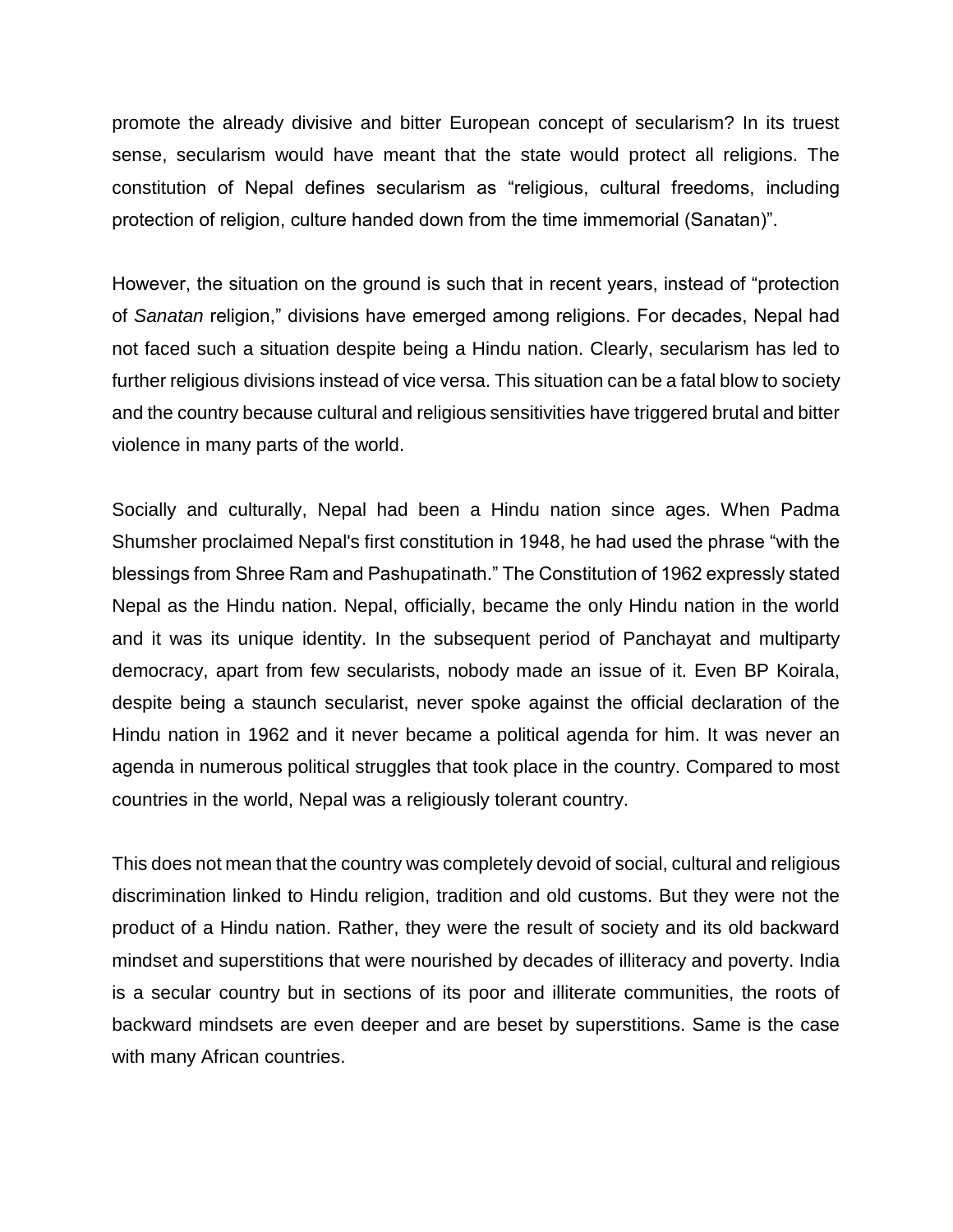promote the already divisive and bitter European concept of secularism? In its truest sense, secularism would have meant that the state would protect all religions. The constitution of Nepal defines secularism as "religious, cultural freedoms, including protection of religion, culture handed down from the time immemorial (Sanatan)".

However, the situation on the ground is such that in recent years, instead of "protection of *Sanatan* religion," divisions have emerged among religions. For decades, Nepal had not faced such a situation despite being a Hindu nation. Clearly, secularism has led to further religious divisions instead of vice versa. This situation can be a fatal blow to society and the country because cultural and religious sensitivities have triggered brutal and bitter violence in many parts of the world.

Socially and culturally, Nepal had been a Hindu nation since ages. When Padma Shumsher proclaimed Nepal's first constitution in 1948, he had used the phrase "with the blessings from Shree Ram and Pashupatinath." The Constitution of 1962 expressly stated Nepal as the Hindu nation. Nepal, officially, became the only Hindu nation in the world and it was its unique identity. In the subsequent period of Panchayat and multiparty democracy, apart from few secularists, nobody made an issue of it. Even BP Koirala, despite being a staunch secularist, never spoke against the official declaration of the Hindu nation in 1962 and it never became a political agenda for him. It was never an agenda in numerous political struggles that took place in the country. Compared to most countries in the world, Nepal was a religiously tolerant country.

This does not mean that the country was completely devoid of social, cultural and religious discrimination linked to Hindu religion, tradition and old customs. But they were not the product of a Hindu nation. Rather, they were the result of society and its old backward mindset and superstitions that were nourished by decades of illiteracy and poverty. India is a secular country but in sections of its poor and illiterate communities, the roots of backward mindsets are even deeper and are beset by superstitions. Same is the case with many African countries.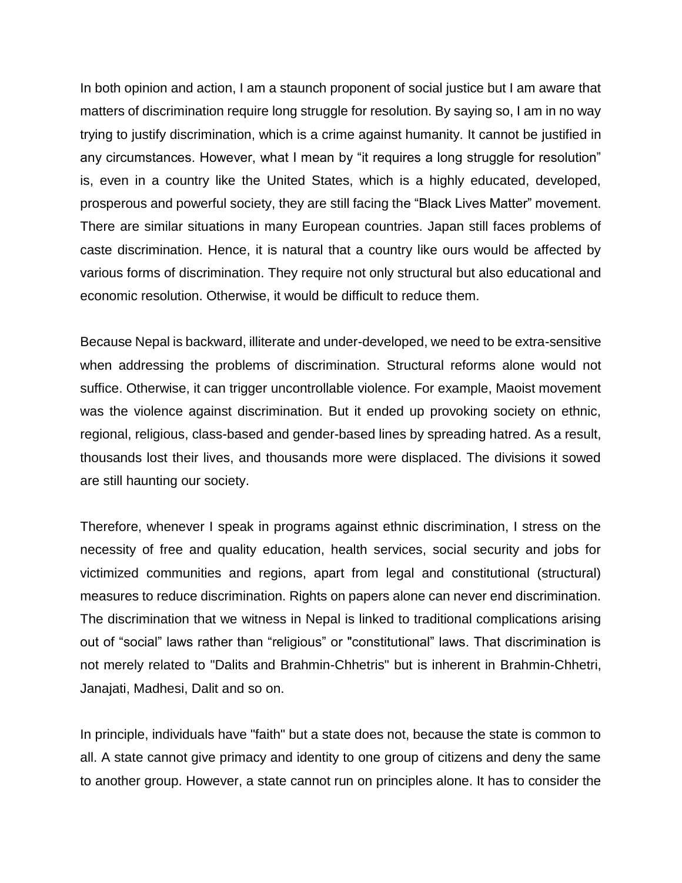In both opinion and action, I am a staunch proponent of social justice but I am aware that matters of discrimination require long struggle for resolution. By saying so, I am in no way trying to justify discrimination, which is a crime against humanity. It cannot be justified in any circumstances. However, what I mean by "it requires a long struggle for resolution" is, even in a country like the United States, which is a highly educated, developed, prosperous and powerful society, they are still facing the "Black Lives Matter" movement. There are similar situations in many European countries. Japan still faces problems of caste discrimination. Hence, it is natural that a country like ours would be affected by various forms of discrimination. They require not only structural but also educational and economic resolution. Otherwise, it would be difficult to reduce them.

Because Nepal is backward, illiterate and under-developed, we need to be extra-sensitive when addressing the problems of discrimination. Structural reforms alone would not suffice. Otherwise, it can trigger uncontrollable violence. For example, Maoist movement was the violence against discrimination. But it ended up provoking society on ethnic, regional, religious, class-based and gender-based lines by spreading hatred. As a result, thousands lost their lives, and thousands more were displaced. The divisions it sowed are still haunting our society.

Therefore, whenever I speak in programs against ethnic discrimination, I stress on the necessity of free and quality education, health services, social security and jobs for victimized communities and regions, apart from legal and constitutional (structural) measures to reduce discrimination. Rights on papers alone can never end discrimination. The discrimination that we witness in Nepal is linked to traditional complications arising out of "social" laws rather than "religious" or "constitutional" laws. That discrimination is not merely related to "Dalits and Brahmin-Chhetris" but is inherent in Brahmin-Chhetri, Janajati, Madhesi, Dalit and so on.

In principle, individuals have "faith" but a state does not, because the state is common to all. A state cannot give primacy and identity to one group of citizens and deny the same to another group. However, a state cannot run on principles alone. It has to consider the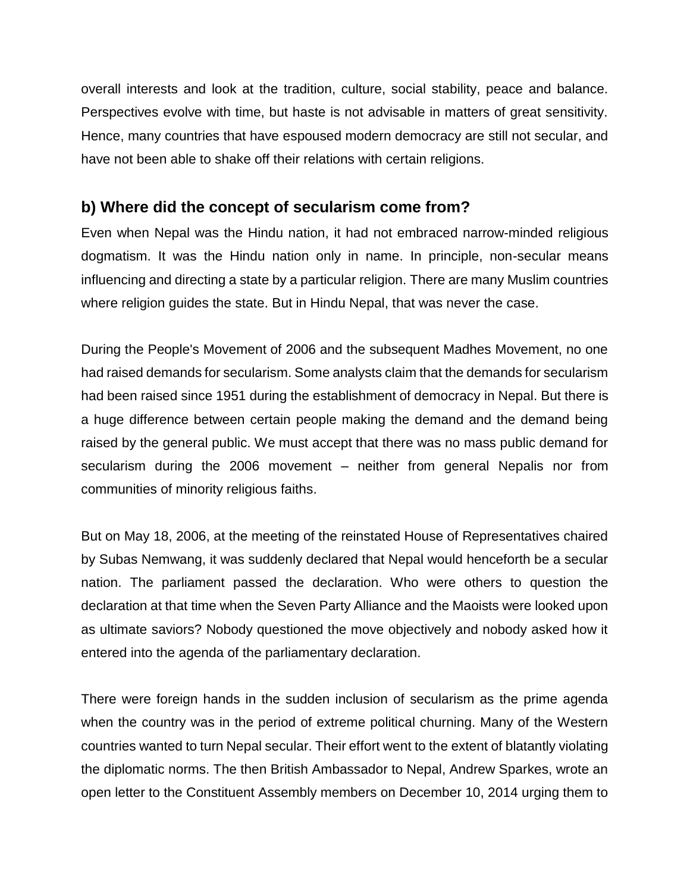overall interests and look at the tradition, culture, social stability, peace and balance. Perspectives evolve with time, but haste is not advisable in matters of great sensitivity. Hence, many countries that have espoused modern democracy are still not secular, and have not been able to shake off their relations with certain religions.

## b) Where did the concept of secularism come from?

Even when Nepal was the Hindu nation, it had not embraced narrow-minded religious dogmatism. It was the Hindu nation only in name. In principle, non-secular means influencing and directing a state by a particular religion. There are many Muslim countries where religion guides the state. But in Hindu Nepal, that was never the case.

During the People's Movement of 2006 and the subsequent Madhes Movement, no one had raised demands for secularism. Some analysts claim that the demands for secularism had been raised since 1951 during the establishment of democracy in Nepal. But there is a huge difference between certain people making the demand and the demand being raised by the general public. We must accept that there was no mass public demand for secularism during the 2006 movement – neither from general Nepalis nor from communities of minority religious faiths.

But on May 18, 2006, at the meeting of the reinstated House of Representatives chaired by Subas Nemwang, it was suddenly declared that Nepal would henceforth be a secular nation. The parliament passed the declaration. Who were others to question the declaration at that time when the Seven Party Alliance and the Maoists were looked upon as ultimate saviors? Nobody questioned the move objectively and nobody asked how it entered into the agenda of the parliamentary declaration.

There were foreign hands in the sudden inclusion of secularism as the prime agenda when the country was in the period of extreme political churning. Many of the Western countries wanted to turn Nepal secular. Their effort went to the extent of blatantly violating the diplomatic norms. The then British Ambassador to Nepal, Andrew Sparkes, wrote an open letter to the Constituent Assembly members on December 10, 2014 urging them to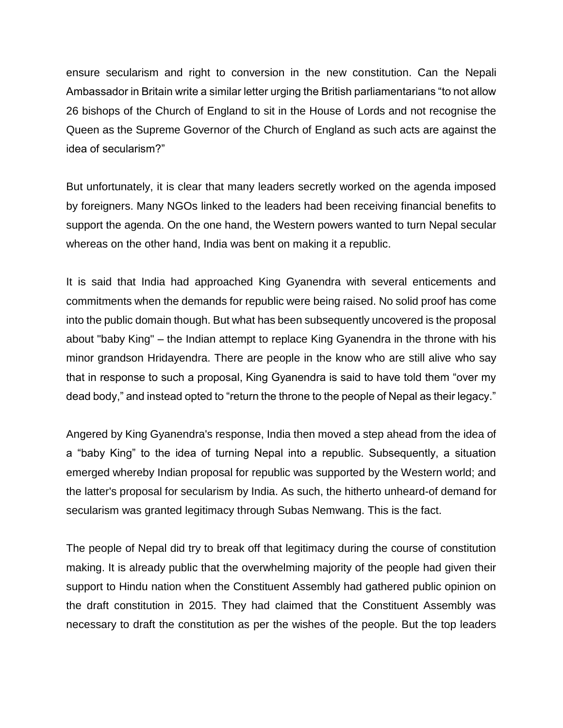ensure secularism and right to conversion in the new constitution. Can the Nepali Ambassador in Britain write a similar letter urging the British parliamentarians "to not allow 26 bishops of the Church of England to sit in the House of Lords and not recognise the Queen as the Supreme Governor of the Church of England as such acts are against the idea of secularism?"

But unfortunately, it is clear that many leaders secretly worked on the agenda imposed by foreigners. Many NGOs linked to the leaders had been receiving financial benefits to support the agenda. On the one hand, the Western powers wanted to turn Nepal secular whereas on the other hand, India was bent on making it a republic.

It is said that India had approached King Gyanendra with several enticements and commitments when the demands for republic were being raised. No solid proof has come into the public domain though. But what has been subsequently uncovered is the proposal about "baby King" – the Indian attempt to replace King Gyanendra in the throne with his minor grandson Hridayendra. There are people in the know who are still alive who say that in response to such a proposal, King Gyanendra is said to have told them "over my dead body," and instead opted to "return the throne to the people of Nepal as their legacy."

Angered by King Gyanendra's response, India then moved a step ahead from the idea of a "baby King" to the idea of turning Nepal into a republic. Subsequently, a situation emerged whereby Indian proposal for republic was supported by the Western world; and the latter's proposal for secularism by India. As such, the hitherto unheard-of demand for secularism was granted legitimacy through Subas Nemwang. This is the fact.

The people of Nepal did try to break off that legitimacy during the course of constitution making. It is already public that the overwhelming majority of the people had given their support to Hindu nation when the Constituent Assembly had gathered public opinion on the draft constitution in 2015. They had claimed that the Constituent Assembly was necessary to draft the constitution as per the wishes of the people. But the top leaders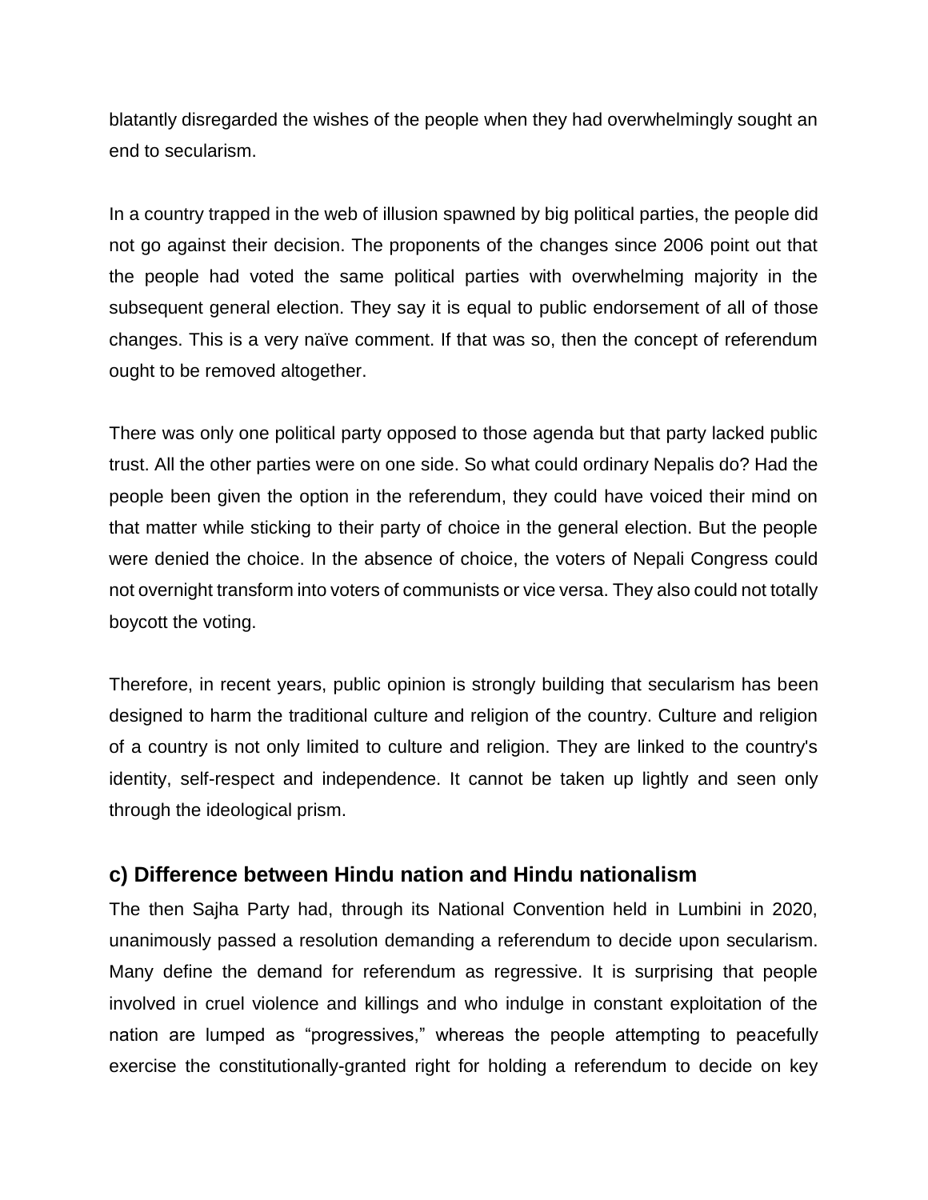blatantly disregarded the wishes of the people when they had overwhelmingly sought an end to secularism.

In a country trapped in the web of illusion spawned by big political parties, the people did not go against their decision. The proponents of the changes since 2006 point out that the people had voted the same political parties with overwhelming majority in the subsequent general election. They say it is equal to public endorsement of all of those changes. This is a very naïve comment. If that was so, then the concept of referendum ought to be removed altogether.

There was only one political party opposed to those agenda but that party lacked public trust. All the other parties were on one side. So what could ordinary Nepalis do? Had the people been given the option in the referendum, they could have voiced their mind on that matter while sticking to their party of choice in the general election. But the people were denied the choice. In the absence of choice, the voters of Nepali Congress could not overnight transform into voters of communists or vice versa. They also could not totally boycott the voting.

Therefore, in recent years, public opinion is strongly building that secularism has been designed to harm the traditional culture and religion of the country. Culture and religion of a country is not only limited to culture and religion. They are linked to the country's identity, self-respect and independence. It cannot be taken up lightly and seen only through the ideological prism.

### c) Difference between Hindu nation and Hindu nationalism

The then Sajha Party had, through its National Convention held in Lumbini in 2020, unanimously passed a resolution demanding a referendum to decide upon secularism. Many define the demand for referendum as regressive. It is surprising that people involved in cruel violence and killings and who indulge in constant exploitation of the nation are lumped as “progressives,” whereas the people attempting to peacefully exercise the constitutionally-granted right for holding a referendum to decide on key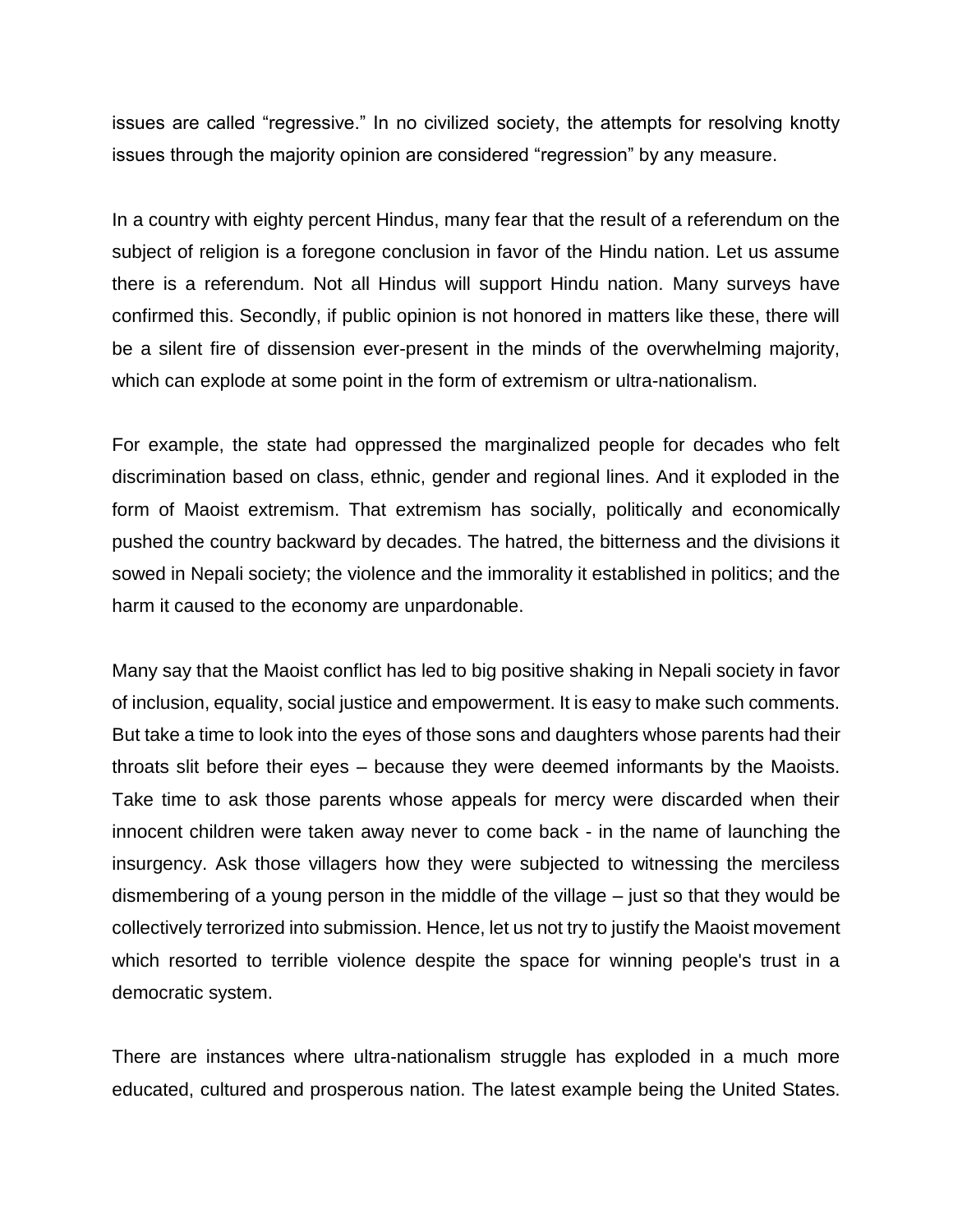issues are called "regressive." In no civilized society, the attempts for resolving knotty issues through the majority opinion are considered "regression" by any measure.

In a country with eighty percent Hindus, many fear that the result of a referendum on the subject of religion is a foregone conclusion in favor of the Hindu nation. Let us assume there is a referendum. Not all Hindus will support Hindu nation. Many surveys have confirmed this. Secondly, if public opinion is not honored in matters like these, there will be a silent fire of dissension ever-present in the minds of the overwhelming majority, which can explode at some point in the form of extremism or ultra-nationalism.

For example, the state had oppressed the marginalized people for decades who felt discrimination based on class, ethnic, gender and regional lines. And it exploded in the form of Maoist extremism. That extremism has socially, politically and economically pushed the country backward by decades. The hatred, the bitterness and the divisions it sowed in Nepali society; the violence and the immorality it established in politics; and the harm it caused to the economy are unpardonable.

Many say that the Maoist conflict has led to big positive shaking in Nepali society in favor of inclusion, equality, social justice and empowerment. It is easy to make such comments. But take a time to look into the eyes of those sons and daughters whose parents had their throats slit before their eyes – because they were deemed informants by the Maoists. Take time to ask those parents whose appeals for mercy were discarded when their innocent children were taken away never to come back - in the name of launching the insurgency. Ask those villagers how they were subjected to witnessing the merciless dismembering of a young person in the middle of the village – just so that they would be collectively terrorized into submission. Hence, let us not try to justify the Maoist movement which resorted to terrible violence despite the space for winning people's trust in a democratic system.

There are instances where ultra-nationalism struggle has exploded in a much more educated, cultured and prosperous nation. The latest example being the United States.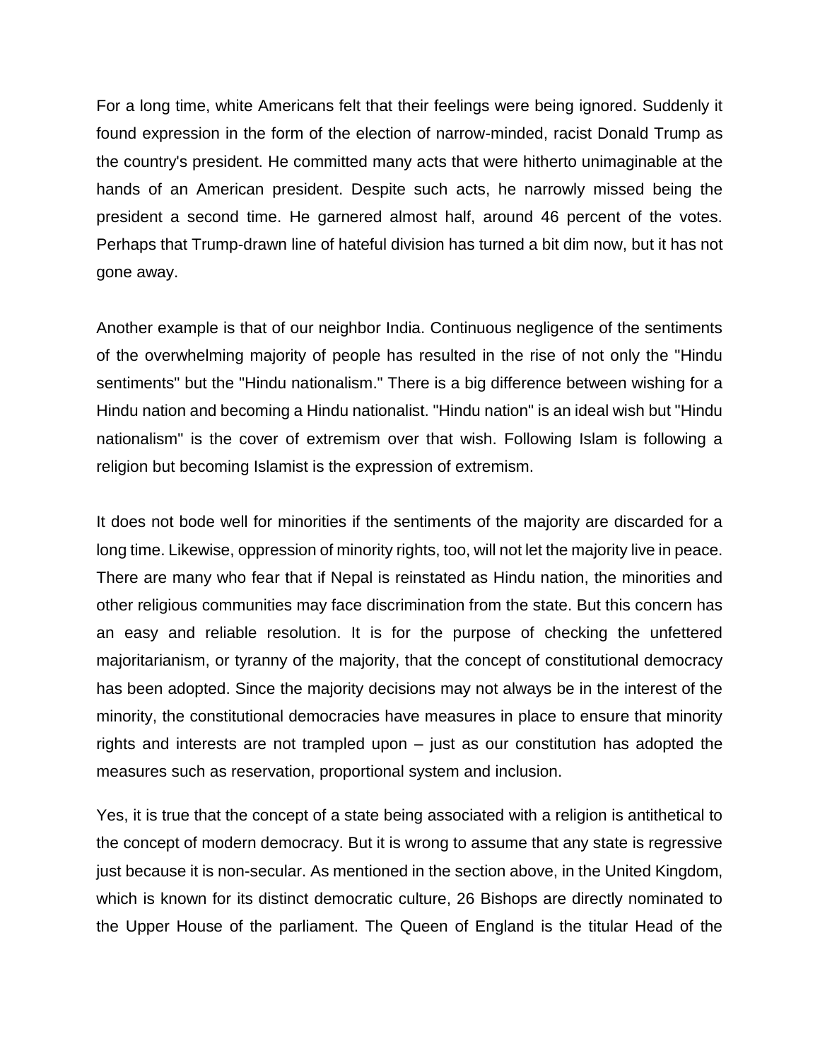For a long time, white Americans felt that their feelings were being ignored. Suddenly it found expression in the form of the election of narrow-minded, racist Donald Trump as the country's president. He committed many acts that were hitherto unimaginable at the hands of an American president. Despite such acts, he narrowly missed being the president a second time. He garnered almost half, around 46 percent of the votes. Perhaps that Trump-drawn line of hateful division has turned a bit dim now, but it has not gone away.

Another example is that of our neighbor India. Continuous negligence of the sentiments of the overwhelming majority of people has resulted in the rise of not only the "Hindu sentiments" but the "Hindu nationalism." There is a big difference between wishing for a Hindu nation and becoming a Hindu nationalist. "Hindu nation" is an ideal wish but "Hindu nationalism" is the cover of extremism over that wish. Following Islam is following a religion but becoming Islamist is the expression of extremism.

It does not bode well for minorities if the sentiments of the majority are discarded for a long time. Likewise, oppression of minority rights, too, will not let the majority live in peace. There are many who fear that if Nepal is reinstated as Hindu nation, the minorities and other religious communities may face discrimination from the state. But this concern has an easy and reliable resolution. It is for the purpose of checking the unfettered majoritarianism, or tyranny of the majority, that the concept of constitutional democracy has been adopted. Since the majority decisions may not always be in the interest of the minority, the constitutional democracies have measures in place to ensure that minority rights and interests are not trampled upon – just as our constitution has adopted the measures such as reservation, proportional system and inclusion.

Yes, it is true that the concept of a state being associated with a religion is antithetical to the concept of modern democracy. But it is wrong to assume that any state is regressive just because it is non-secular. As mentioned in the section above, in the United Kingdom, which is known for its distinct democratic culture, 26 Bishops are directly nominated to the Upper House of the parliament. The Queen of England is the titular Head of the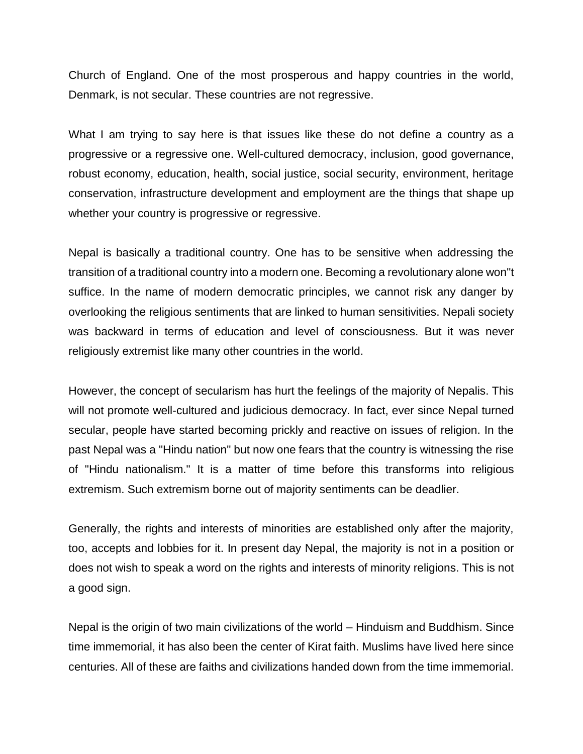Church of England. One of the most prosperous and happy countries in the world, Denmark, is not secular. These countries are not regressive.

What I am trying to say here is that issues like these do not define a country as a progressive or a regressive one. Well-cultured democracy, inclusion, good governance, robust economy, education, health, social justice, social security, environment, heritage conservation, infrastructure development and employment are the things that shape up whether your country is progressive or regressive.

Nepal is basically a traditional country. One has to be sensitive when addressing the transition of a traditional country into a modern one. Becoming a revolutionary alone won"t suffice. In the name of modern democratic principles, we cannot risk any danger by overlooking the religious sentiments that are linked to human sensitivities. Nepali society was backward in terms of education and level of consciousness. But it was never religiously extremist like many other countries in the world.

However, the concept of secularism has hurt the feelings of the majority of Nepalis. This will not promote well-cultured and judicious democracy. In fact, ever since Nepal turned secular, people have started becoming prickly and reactive on issues of religion. In the past Nepal was a "Hindu nation" but now one fears that the country is witnessing the rise of "Hindu nationalism." It is a matter of time before this transforms into religious extremism. Such extremism borne out of majority sentiments can be deadlier.

Generally, the rights and interests of minorities are established only after the majority, too, accepts and lobbies for it. In present day Nepal, the majority is not in a position or does not wish to speak a word on the rights and interests of minority religions. This is not a good sign.

Nepal is the origin of two main civilizations of the world – Hinduism and Buddhism. Since time immemorial, it has also been the center of Kirat faith. Muslims have lived here since centuries. All of these are faiths and civilizations handed down from the time immemorial.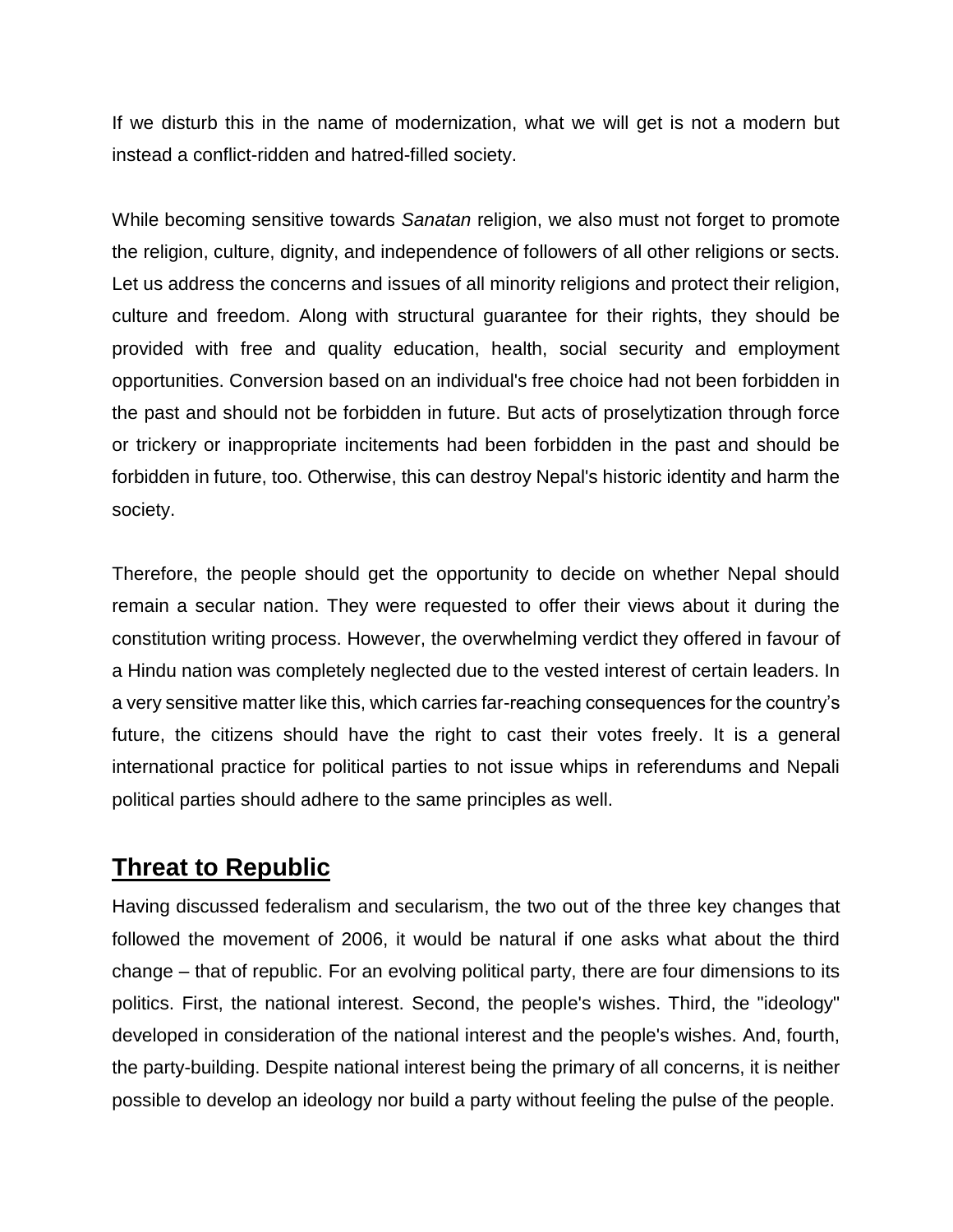If we disturb this in the name of modernization, what we will get is not a modern but instead a conflict-ridden and hatred-filled society.

While becoming sensitive towards *Sanatan* religion, we also must not forget to promote the religion, culture, dignity, and independence of followers of all other religions or sects. Let us address the concerns and issues of all minority religions and protect their religion, culture and freedom. Along with structural guarantee for their rights, they should be provided with free and quality education, health, social security and employment opportunities. Conversion based on an individual's free choice had not been forbidden in the past and should not be forbidden in future. But acts of proselytization through force or trickery or inappropriate incitements had been forbidden in the past and should be forbidden in future, too. Otherwise, this can destroy Nepal's historic identity and harm the society.

Therefore, the people should get the opportunity to decide on whether Nepal should remain a secular nation. They were requested to offer their views about it during the constitution writing process. However, the overwhelming verdict they offered in favour of a Hindu nation was completely neglected due to the vested interest of certain leaders. In a very sensitive matter like this, which carries far-reaching consequences for the country's future, the citizens should have the right to cast their votes freely. It is a general international practice for political parties to not issue whips in referendums and Nepali political parties should adhere to the same principles as well.

## Threat to Republic

Having discussed federalism and secularism, the two out of the three key changes that followed the movement of 2006, it would be natural if one asks what about the third change – that of republic. For an evolving political party, there are four dimensions to its politics. First, the national interest. Second, the people's wishes. Third, the "ideology" developed in consideration of the national interest and the people's wishes. And, fourth, the party-building. Despite national interest being the primary of all concerns, it is neither possible to develop an ideology nor build a party without feeling the pulse of the people.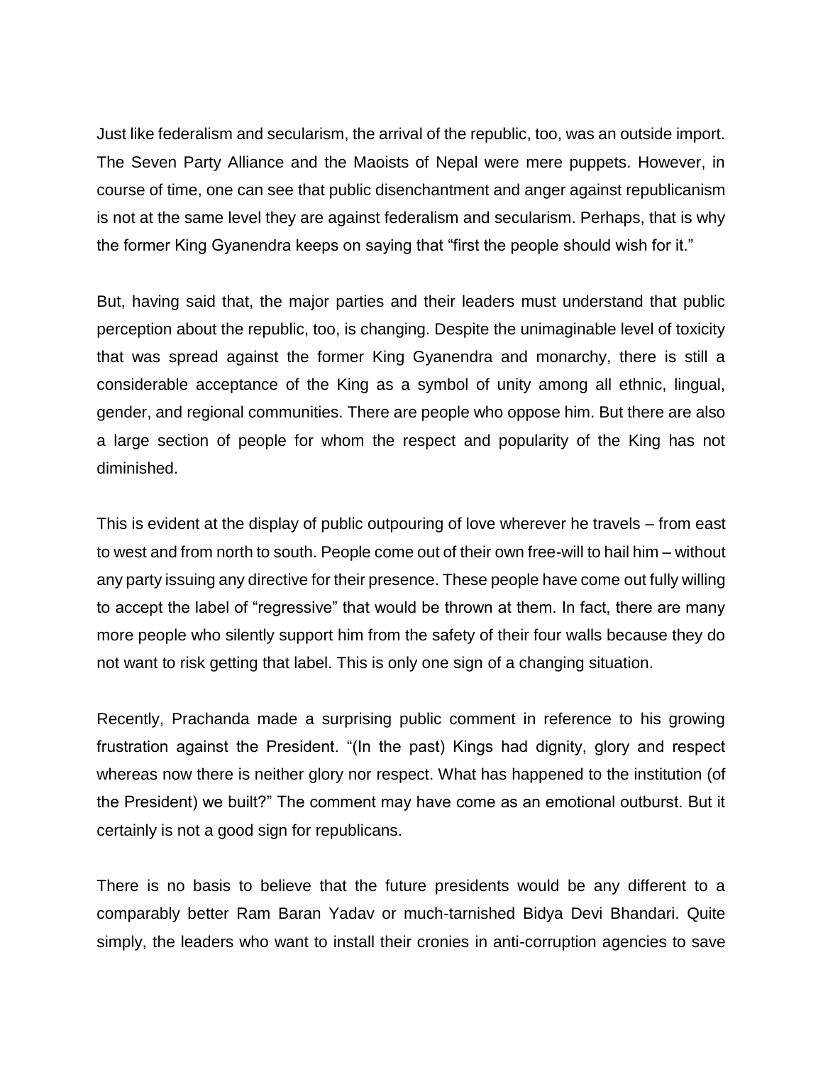Just like federalism and secularism, the arrival of the republic, too, was an outside import. The Seven Party Alliance and the Maoists of Nepal were mere puppets. However, in course of time, one can see that public disenchantment and anger against republicanism is not at the same level they are against federalism and secularism. Perhaps, that is why the former King Gyanendra keeps on saying that "first the people should wish for it."

But, having said that, the major parties and their leaders must understand that public perception about the republic, too, is changing. Despite the unimaginable level of toxicity that was spread against the former King Gyanendra and monarchy, there is still a considerable acceptance of the King as a symbol of unity among all ethnic, lingual, gender, and regional communities. There are people who oppose him. But there are also a large section of people for whom the respect and popularity of the King has not diminished.

This is evident at the display of public outpouring of love wherever he travels – from east to west and from north to south. People come out of their own free-will to hail him – without any party issuing any directive for their presence. These people have come out fully willing to accept the label of "regressive" that would be thrown at them. In fact, there are many more people who silently support him from the safety of their four walls because they do not want to risk getting that label. This is only one sign of a changing situation.

Recently, Prachanda made a surprising public comment in reference to his growing frustration against the President. "(In the past) Kings had dignity, glory and respect whereas now there is neither glory nor respect. What has happened to the institution (of the President) we built?" The comment may have come as an emotional outburst. But it certainly is not a good sign for republicans.

There is no basis to believe that the future presidents would be any different to a comparably better Ram Baran Yadav or much-tarnished Bidya Devi Bhandari. Quite simply, the leaders who want to install their cronies in anti-corruption agencies to save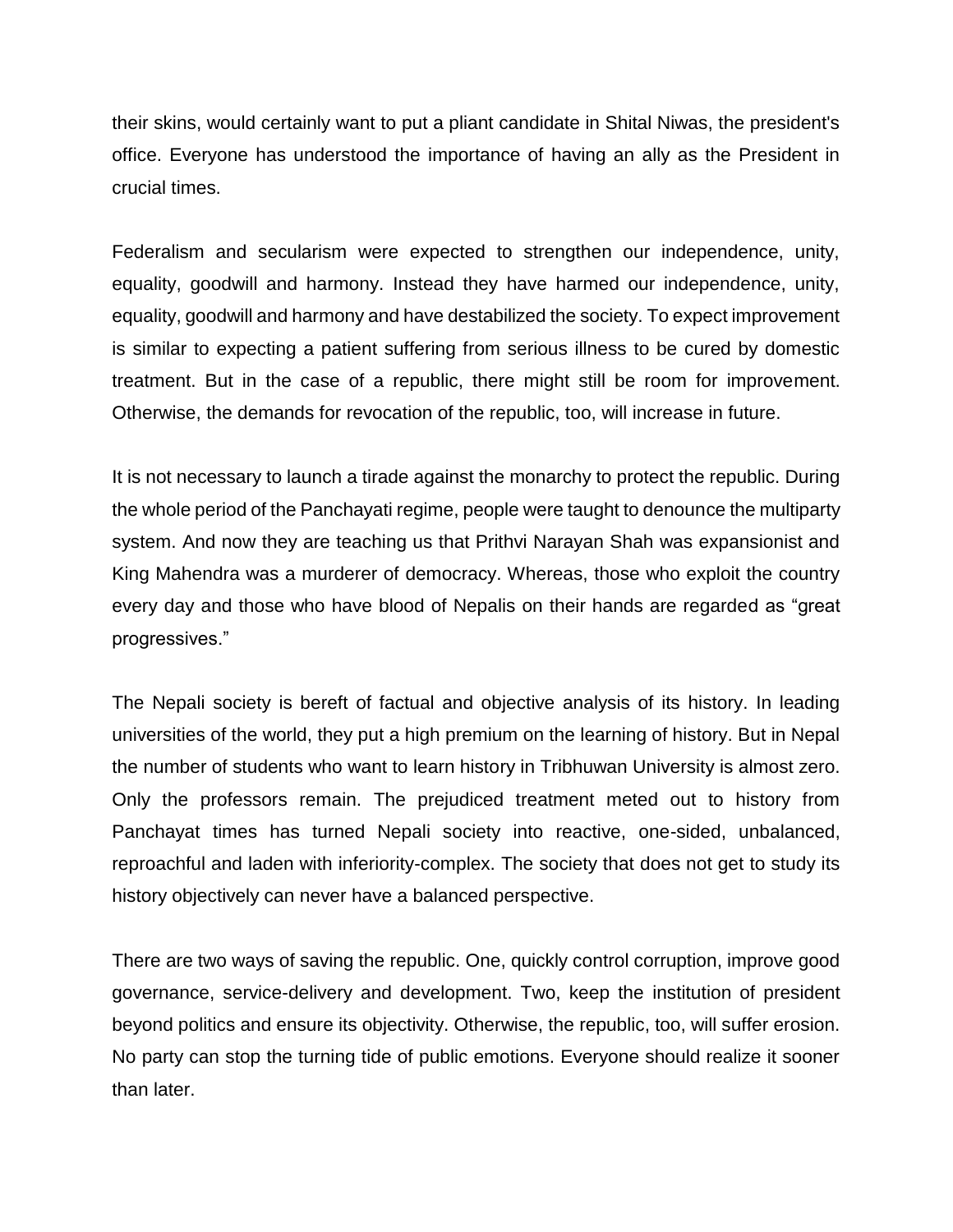their skins, would certainly want to put a pliant candidate in Shital Niwas, the president's office. Everyone has understood the importance of having an ally as the President in crucial times.

Federalism and secularism were expected to strengthen our independence, unity, equality, goodwill and harmony. Instead they have harmed our independence, unity, equality, goodwill and harmony and have destabilized the society. To expect improvement is similar to expecting a patient suffering from serious illness to be cured by domestic treatment. But in the case of a republic, there might still be room for improvement. Otherwise, the demands for revocation of the republic, too, will increase in future.

It is not necessary to launch a tirade against the monarchy to protect the republic. During the whole period of the Panchayati regime, people were taught to denounce the multiparty system. And now they are teaching us that Prithvi Narayan Shah was expansionist and King Mahendra was a murderer of democracy. Whereas, those who exploit the country every day and those who have blood of Nepalis on their hands are regarded as "great progressives."

The Nepali society is bereft of factual and objective analysis of its history. In leading universities of the world, they put a high premium on the learning of history. But in Nepal the number of students who want to learn history in Tribhuwan University is almost zero. Only the professors remain. The prejudiced treatment meted out to history from Panchayat times has turned Nepali society into reactive, one-sided, unbalanced, reproachful and laden with inferiority-complex. The society that does not get to study its history objectively can never have a balanced perspective.

There are two ways of saving the republic. One, quickly control corruption, improve good governance, service-delivery and development. Two, keep the institution of president beyond politics and ensure its objectivity. Otherwise, the republic, too, will suffer erosion. No party can stop the turning tide of public emotions. Everyone should realize it sooner than later.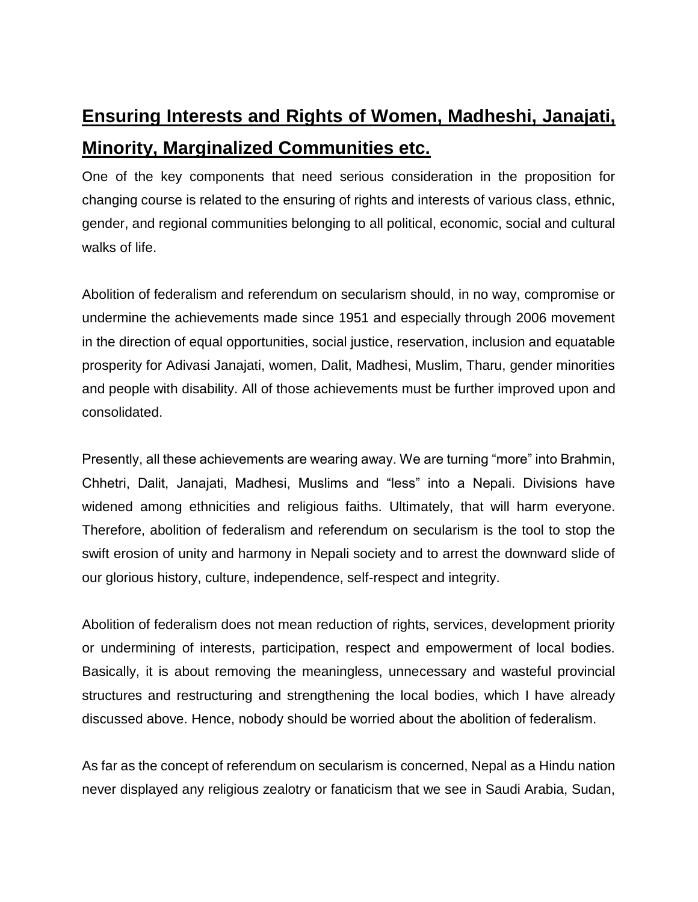## Ensuring Interests and Rights of Women, Madheshi, Janajati, Minority, Marginalized Communities etc.

One of the key components that need serious consideration in the proposition for changing course is related to the ensuring of rights and interests of various class, ethnic, gender, and regional communities belonging to all political, economic, social and cultural walks of life.

Abolition of federalism and referendum on secularism should, in no way, compromise or undermine the achievements made since 1951 and especially through 2006 movement in the direction of equal opportunities, social justice, reservation, inclusion and equatable prosperity for Adivasi Janajati, women, Dalit, Madhesi, Muslim, Tharu, gender minorities and people with disability. All of those achievements must be further improved upon and consolidated.

Presently, all these achievements are wearing away. We are turning "more" into Brahmin, Chhetri, Dalit, Janajati, Madhesi, Muslims and "less" into a Nepali. Divisions have widened among ethnicities and religious faiths. Ultimately, that will harm everyone. Therefore, abolition of federalism and referendum on secularism is the tool to stop the swift erosion of unity and harmony in Nepali society and to arrest the downward slide of our glorious history, culture, independence, self-respect and integrity.

Abolition of federalism does not mean reduction of rights, services, development priority or undermining of interests, participation, respect and empowerment of local bodies. Basically, it is about removing the meaningless, unnecessary and wasteful provincial structures and restructuring and strengthening the local bodies, which I have already discussed above. Hence, nobody should be worried about the abolition of federalism.

As far as the concept of referendum on secularism is concerned, Nepal as a Hindu nation never displayed any religious zealotry or fanaticism that we see in Saudi Arabia, Sudan,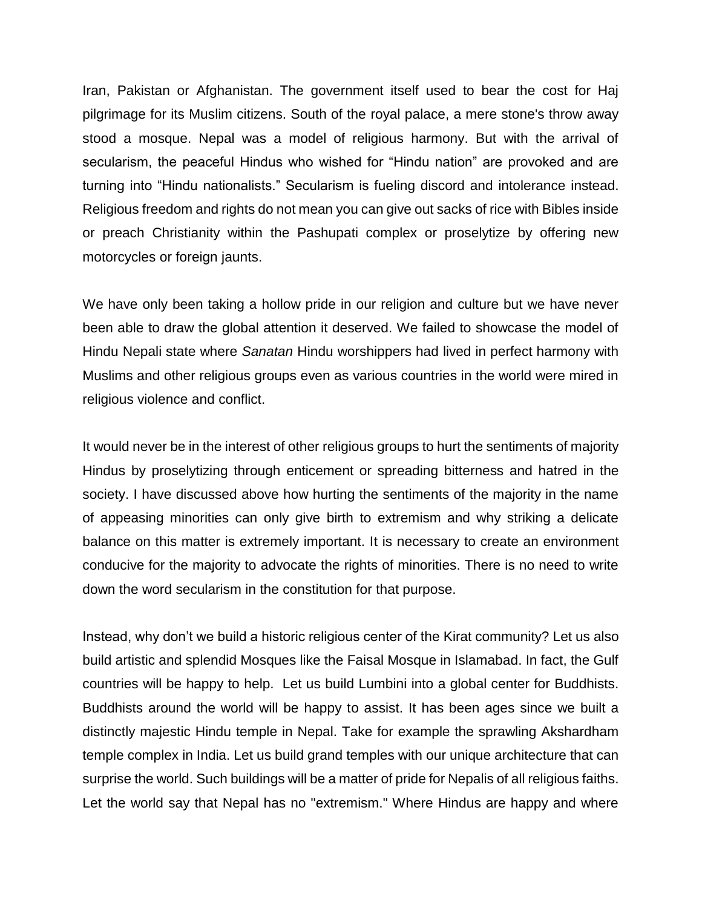Iran, Pakistan or Afghanistan. The government itself used to bear the cost for Haj pilgrimage for its Muslim citizens. South of the royal palace, a mere stone's throw away stood a mosque. Nepal was a model of religious harmony. But with the arrival of secularism, the peaceful Hindus who wished for "Hindu nation" are provoked and are turning into "Hindu nationalists." Secularism is fueling discord and intolerance instead. Religious freedom and rights do not mean you can give out sacks of rice with Bibles inside or preach Christianity within the Pashupati complex or proselytize by offering new motorcycles or foreign jaunts.

We have only been taking a hollow pride in our religion and culture but we have never been able to draw the global attention it deserved. We failed to showcase the model of Hindu Nepali state where *Sanatan* Hindu worshippers had lived in perfect harmony with Muslims and other religious groups even as various countries in the world were mired in religious violence and conflict.

It would never be in the interest of other religious groups to hurt the sentiments of majority Hindus by proselytizing through enticement or spreading bitterness and hatred in the society. I have discussed above how hurting the sentiments of the majority in the name of appeasing minorities can only give birth to extremism and why striking a delicate balance on this matter is extremely important. It is necessary to create an environment conducive for the majority to advocate the rights of minorities. There is no need to write down the word secularism in the constitution for that purpose.

Instead, why don't we build a historic religious center of the Kirat community? Let us also build artistic and splendid Mosques like the Faisal Mosque in Islamabad. In fact, the Gulf countries will be happy to help. Let us build Lumbini into a global center for Buddhists. Buddhists around the world will be happy to assist. It has been ages since we built a distinctly majestic Hindu temple in Nepal. Take for example the sprawling Akshardham temple complex in India. Let us build grand temples with our unique architecture that can surprise the world. Such buildings will be a matter of pride for Nepalis of all religious faiths. Let the world say that Nepal has no "extremism." Where Hindus are happy and where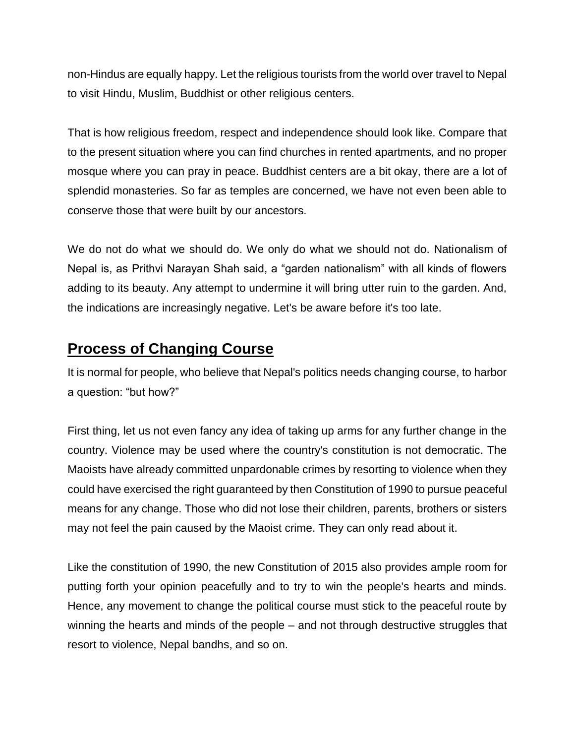non-Hindus are equally happy. Let the religious tourists from the world over travel to Nepal to visit Hindu, Muslim, Buddhist or other religious centers.

That is how religious freedom, respect and independence should look like. Compare that to the present situation where you can find churches in rented apartments, and no proper mosque where you can pray in peace. Buddhist centers are a bit okay, there are a lot of splendid monasteries. So far as temples are concerned, we have not even been able to conserve those that were built by our ancestors.

We do not do what we should do. We only do what we should not do. Nationalism of Nepal is, as Prithvi Narayan Shah said, a "garden nationalism" with all kinds of flowers adding to its beauty. Any attempt to undermine it will bring utter ruin to the garden. And, the indications are increasingly negative. Let's be aware before it's too late.

## Process of Changing Course

It is normal for people, who believe that Nepal's politics needs changing course, to harbor a question: "but how?"

First thing, let us not even fancy any idea of taking up arms for any further change in the country. Violence may be used where the country's constitution is not democratic. The Maoists have already committed unpardonable crimes by resorting to violence when they could have exercised the right guaranteed by then Constitution of 1990 to pursue peaceful means for any change. Those who did not lose their children, parents, brothers or sisters may not feel the pain caused by the Maoist crime. They can only read about it.

Like the constitution of 1990, the new Constitution of 2015 also provides ample room for putting forth your opinion peacefully and to try to win the people's hearts and minds. Hence, any movement to change the political course must stick to the peaceful route by winning the hearts and minds of the people – and not through destructive struggles that resort to violence, Nepal bandhs, and so on.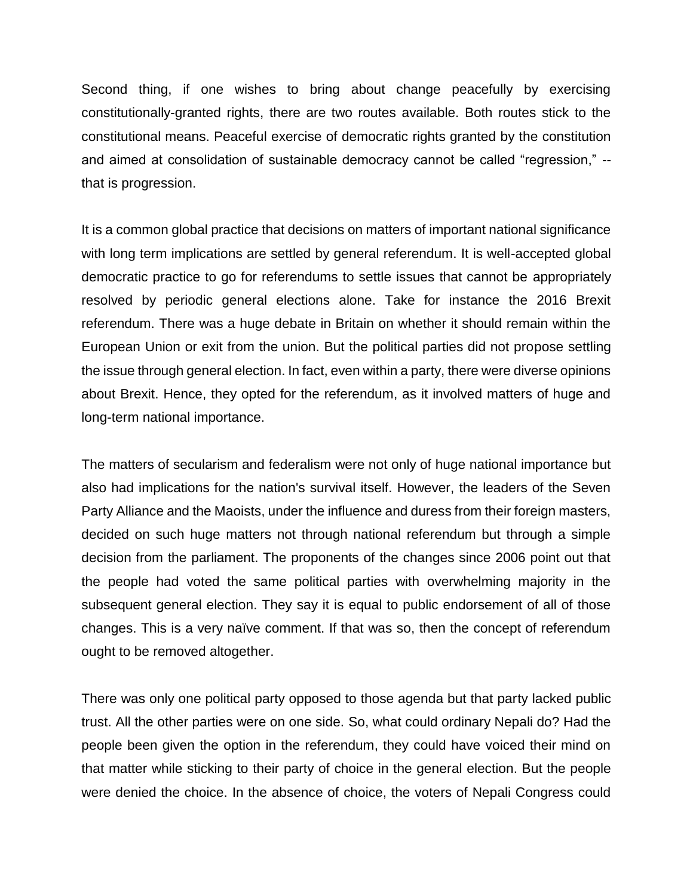Second thing, if one wishes to bring about change peacefully by exercising constitutionally-granted rights, there are two routes available. Both routes stick to the constitutional means. Peaceful exercise of democratic rights granted by the constitution and aimed at consolidation of sustainable democracy cannot be called "regression," -- that is progression.

It is a common global practice that decisions on matters of important national significance with long term implications are settled by general referendum. It is well-accepted global democratic practice to go for referendums to settle issues that cannot be appropriately resolved by periodic general elections alone. Take for instance the 2016 Brexit referendum. There was a huge debate in Britain on whether it should remain within the European Union or exit from the union. But the political parties did not propose settling the issue through general election. In fact, even within a party, there were diverse opinions about Brexit. Hence, they opted for the referendum, as it involved matters of huge and long-term national importance.

The matters of secularism and federalism were not only of huge national importance but also had implications for the nation's survival itself. However, the leaders of the Seven Party Alliance and the Maoists, under the influence and duress from their foreign masters, decided on such huge matters not through national referendum but through a simple decision from the parliament. The proponents of the changes since 2006 point out that the people had voted the same political parties with overwhelming majority in the subsequent general election. They say it is equal to public endorsement of all of those changes. This is a very naïve comment. If that was so, then the concept of referendum ought to be removed altogether.

There was only one political party opposed to those agenda but that party lacked public trust. All the other parties were on one side. So, what could ordinary Nepali do? Had the people been given the option in the referendum, they could have voiced their mind on that matter while sticking to their party of choice in the general election. But the people were denied the choice. In the absence of choice, the voters of Nepali Congress could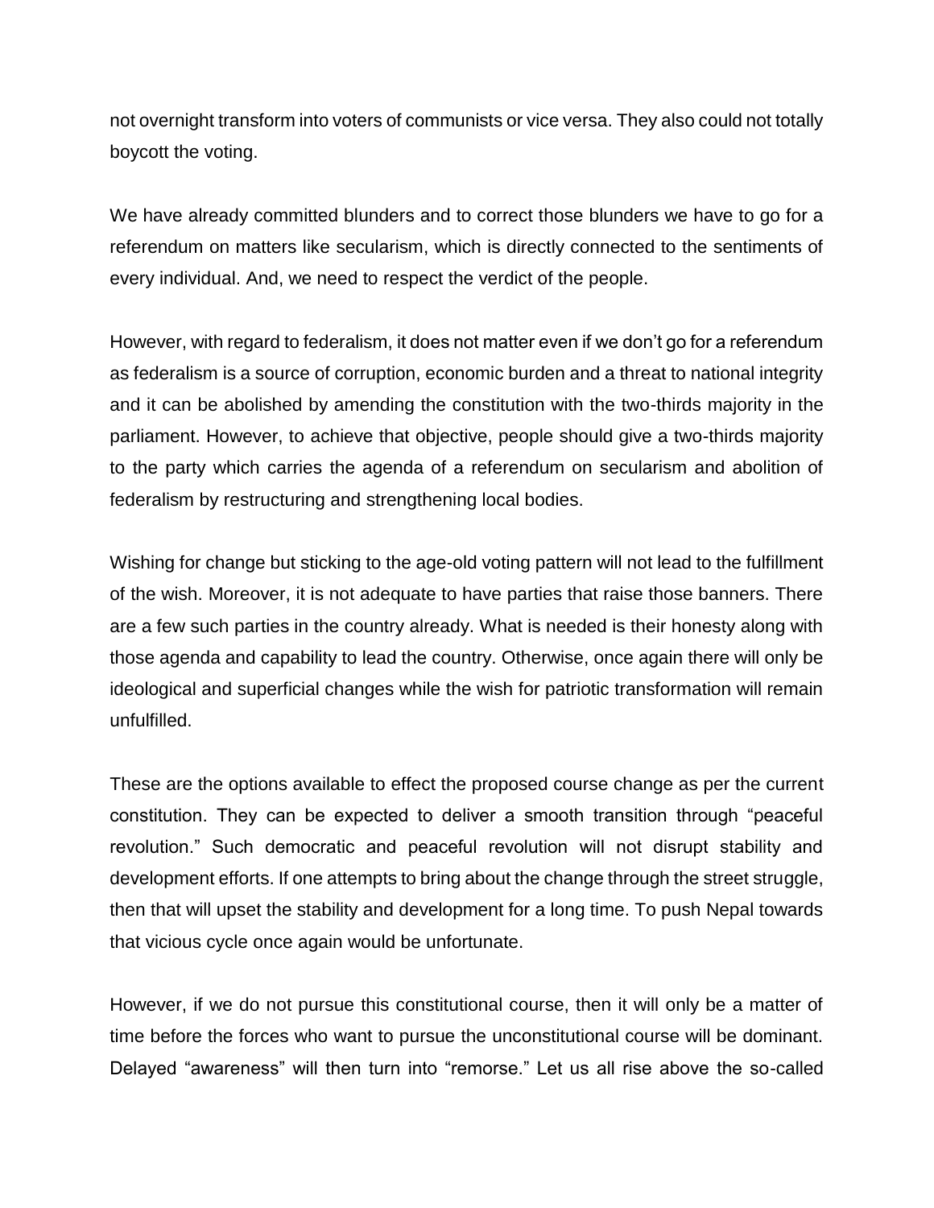not overnight transform into voters of communists or vice versa. They also could not totally boycott the voting.

We have already committed blunders and to correct those blunders we have to go for a referendum on matters like secularism, which is directly connected to the sentiments of every individual. And, we need to respect the verdict of the people.

However, with regard to federalism, it does not matter even if we don't go for a referendum as federalism is a source of corruption, economic burden and a threat to national integrity and it can be abolished by amending the constitution with the two-thirds majority in the parliament. However, to achieve that objective, people should give a two-thirds majority to the party which carries the agenda of a referendum on secularism and abolition of federalism by restructuring and strengthening local bodies.

Wishing for change but sticking to the age-old voting pattern will not lead to the fulfillment of the wish. Moreover, it is not adequate to have parties that raise those banners. There are a few such parties in the country already. What is needed is their honesty along with those agenda and capability to lead the country. Otherwise, once again there will only be ideological and superficial changes while the wish for patriotic transformation will remain unfulfilled.

These are the options available to effect the proposed course change as per the current constitution. They can be expected to deliver a smooth transition through "peaceful revolution." Such democratic and peaceful revolution will not disrupt stability and development efforts. If one attempts to bring about the change through the street struggle, then that will upset the stability and development for a long time. To push Nepal towards that vicious cycle once again would be unfortunate.

However, if we do not pursue this constitutional course, then it will only be a matter of time before the forces who want to pursue the unconstitutional course will be dominant. Delayed "awareness" will then turn into "remorse." Let us all rise above the so-called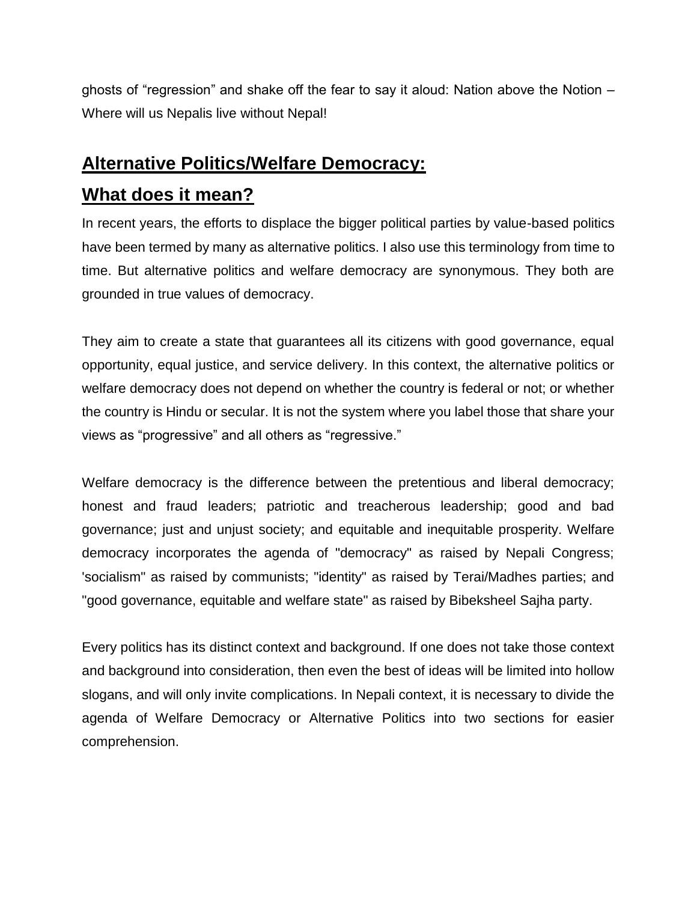ghosts of “regression” and shake off the fear to say it aloud: Nation above the Notion – Where will us Nepalis live without Nepal!

## Alternative Politics/Welfare Democracy: What does it mean?

In recent years, the efforts to displace the bigger political parties by value-based politics have been termed by many as alternative politics. I also use this terminology from time to time. But alternative politics and welfare democracy are synonymous. They both are grounded in true values of democracy.

They aim to create a state that guarantees all its citizens with good governance, equal opportunity, equal justice, and service delivery. In this context, the alternative politics or welfare democracy does not depend on whether the country is federal or not; or whether the country is Hindu or secular. It is not the system where you label those that share your views as “progressive” and all others as “regressive.”

Welfare democracy is the difference between the pretentious and liberal democracy; honest and fraud leaders; patriotic and treacherous leadership; good and bad governance; just and unjust society; and equitable and inequitable prosperity. Welfare democracy incorporates the agenda of "democracy" as raised by Nepali Congress; 'socialism" as raised by communists; "identity" as raised by Terai/Madhes parties; and "good governance, equitable and welfare state" as raised by Bibeksheel Sajha party.

Every politics has its distinct context and background. If one does not take those context and background into consideration, then even the best of ideas will be limited into hollow slogans, and will only invite complications. In Nepali context, it is necessary to divide the agenda of Welfare Democracy or Alternative Politics into two sections for easier comprehension.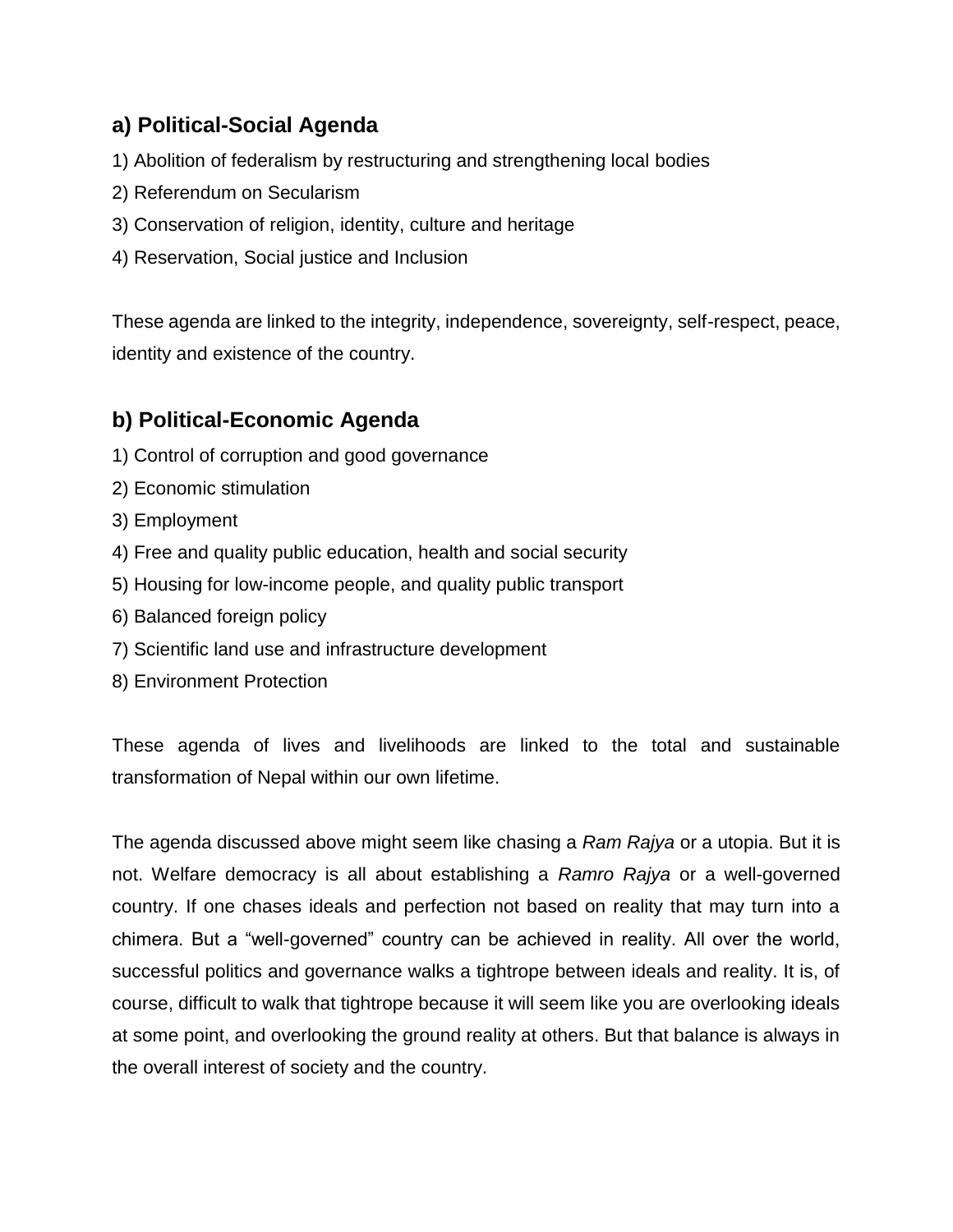## a) Political-Social Agenda

1) Abolition of federalism by restructuring and strengthening local bodies
2) Referendum on Secularism
3) Conservation of religion, identity, culture and heritage
4) Reservation, Social justice and Inclusion

These agenda are linked to the integrity, independence, sovereignty, self-respect, peace, identity and existence of the country.

## b) Political-Economic Agenda

1) Control of corruption and good governance
2) Economic stimulation
3) Employment
4) Free and quality public education, health and social security
5) Housing for low-income people, and quality public transport
6) Balanced foreign policy
7) Scientific land use and infrastructure development
8) Environment Protection

These agenda of lives and livelihoods are linked to the total and sustainable transformation of Nepal within our own lifetime.

The agenda discussed above might seem like chasing a *Ram Rajya* or a utopia. But it is not. Welfare democracy is all about establishing a *Ramro Rajya* or a well-governed country. If one chases ideals and perfection not based on reality that may turn into a chimera. But a "well-governed" country can be achieved in reality. All over the world, successful politics and governance walks a tightrope between ideals and reality. It is, of course, difficult to walk that tightrope because it will seem like you are overlooking ideals at some point, and overlooking the ground reality at others. But that balance is always in the overall interest of society and the country.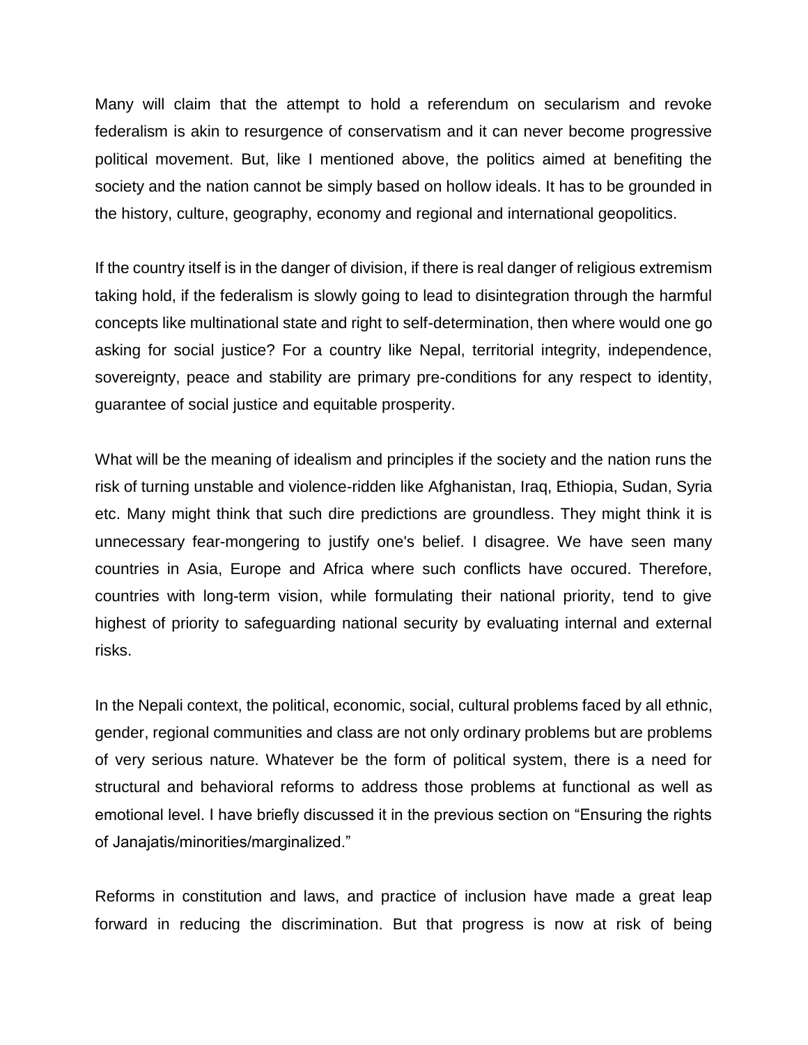Many will claim that the attempt to hold a referendum on secularism and revoke federalism is akin to resurgence of conservatism and it can never become progressive political movement. But, like I mentioned above, the politics aimed at benefiting the society and the nation cannot be simply based on hollow ideals. It has to be grounded in the history, culture, geography, economy and regional and international geopolitics.

If the country itself is in the danger of division, if there is real danger of religious extremism taking hold, if the federalism is slowly going to lead to disintegration through the harmful concepts like multinational state and right to self-determination, then where would one go asking for social justice? For a country like Nepal, territorial integrity, independence, sovereignty, peace and stability are primary pre-conditions for any respect to identity, guarantee of social justice and equitable prosperity.

What will be the meaning of idealism and principles if the society and the nation runs the risk of turning unstable and violence-ridden like Afghanistan, Iraq, Ethiopia, Sudan, Syria etc. Many might think that such dire predictions are groundless. They might think it is unnecessary fear-mongering to justify one's belief. I disagree. We have seen many countries in Asia, Europe and Africa where such conflicts have occured. Therefore, countries with long-term vision, while formulating their national priority, tend to give highest of priority to safeguarding national security by evaluating internal and external risks.

In the Nepali context, the political, economic, social, cultural problems faced by all ethnic, gender, regional communities and class are not only ordinary problems but are problems of very serious nature. Whatever be the form of political system, there is a need for structural and behavioral reforms to address those problems at functional as well as emotional level. I have briefly discussed it in the previous section on "Ensuring the rights of Janajatis/minorities/marginalized."

Reforms in constitution and laws, and practice of inclusion have made a great leap forward in reducing the discrimination. But that progress is now at risk of being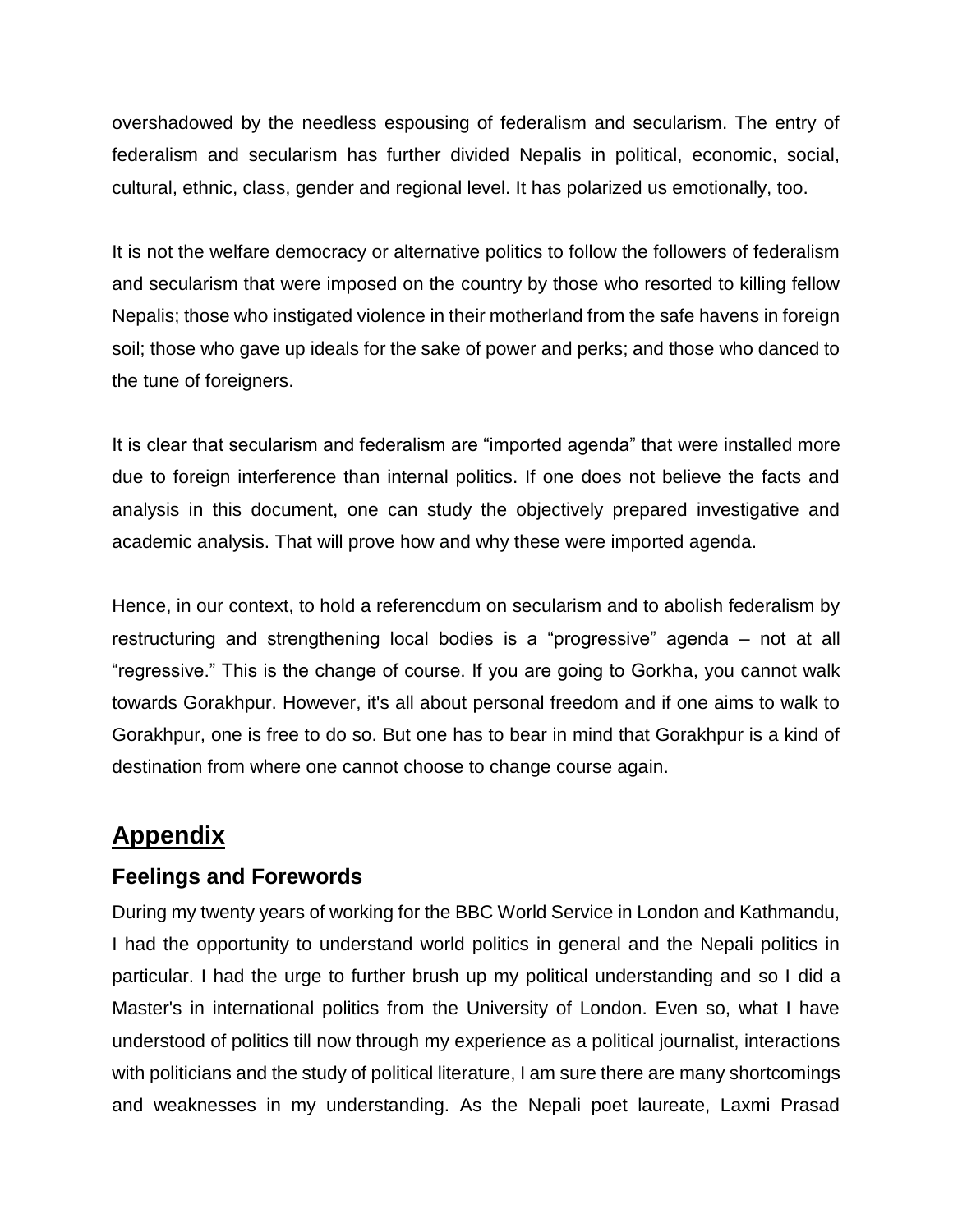overshadowed by the needless espousing of federalism and secularism. The entry of federalism and secularism has further divided Nepalis in political, economic, social, cultural, ethnic, class, gender and regional level. It has polarized us emotionally, too.

It is not the welfare democracy or alternative politics to follow the followers of federalism and secularism that were imposed on the country by those who resorted to killing fellow Nepalis; those who instigated violence in their motherland from the safe havens in foreign soil; those who gave up ideals for the sake of power and perks; and those who danced to the tune of foreigners.

It is clear that secularism and federalism are "imported agenda" that were installed more due to foreign interference than internal politics. If one does not believe the facts and analysis in this document, one can study the objectively prepared investigative and academic analysis. That will prove how and why these were imported agenda.

Hence, in our context, to hold a referencdum on secularism and to abolish federalism by restructuring and strengthening local bodies is a "progressive" agenda – not at all "regressive." This is the change of course. If you are going to Gorkha, you cannot walk towards Gorakhpur. However, it's all about personal freedom and if one aims to walk to Gorakhpur, one is free to do so. But one has to bear in mind that Gorakhpur is a kind of destination from where one cannot choose to change course again.

## Appendix

### Feelings and Forewords

During my twenty years of working for the BBC World Service in London and Kathmandu, I had the opportunity to understand world politics in general and the Nepali politics in particular. I had the urge to further brush up my political understanding and so I did a Master's in international politics from the University of London. Even so, what I have understood of politics till now through my experience as a political journalist, interactions with politicians and the study of political literature, I am sure there are many shortcomings and weaknesses in my understanding. As the Nepali poet laureate, Laxmi Prasad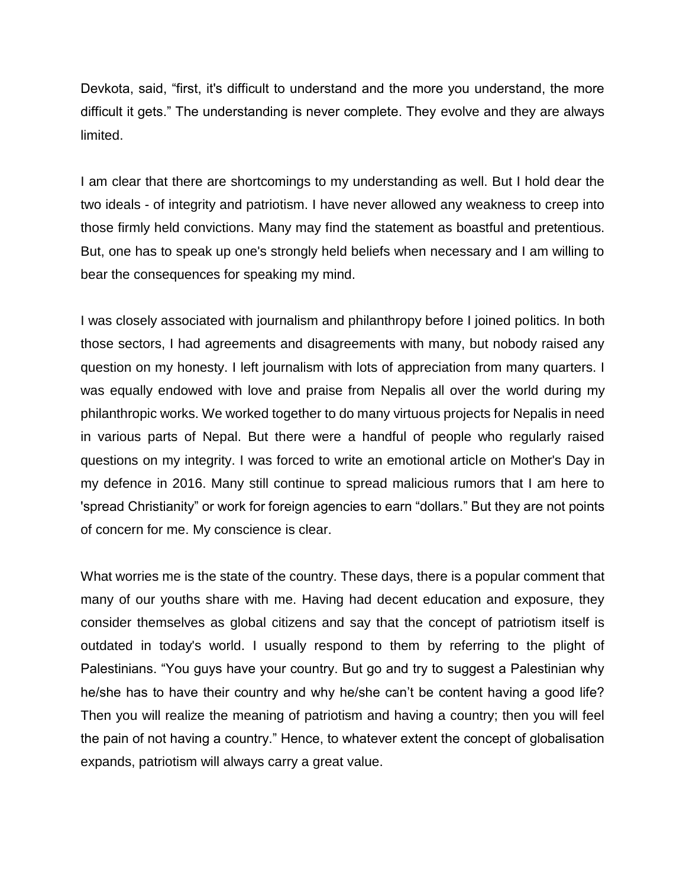Devkota, said, “first, it's difficult to understand and the more you understand, the more difficult it gets.” The understanding is never complete. They evolve and they are always limited.

I am clear that there are shortcomings to my understanding as well. But I hold dear the two ideals - of integrity and patriotism. I have never allowed any weakness to creep into those firmly held convictions. Many may find the statement as boastful and pretentious. But, one has to speak up one's strongly held beliefs when necessary and I am willing to bear the consequences for speaking my mind.

I was closely associated with journalism and philanthropy before I joined politics. In both those sectors, I had agreements and disagreements with many, but nobody raised any question on my honesty. I left journalism with lots of appreciation from many quarters. I was equally endowed with love and praise from Nepalis all over the world during my philanthropic works. We worked together to do many virtuous projects for Nepalis in need in various parts of Nepal. But there were a handful of people who regularly raised questions on my integrity. I was forced to write an emotional article on Mother's Day in my defence in 2016. Many still continue to spread malicious rumors that I am here to 'spread Christianity” or work for foreign agencies to earn “dollars.” But they are not points of concern for me. My conscience is clear.

What worries me is the state of the country. These days, there is a popular comment that many of our youths share with me. Having had decent education and exposure, they consider themselves as global citizens and say that the concept of patriotism itself is outdated in today's world. I usually respond to them by referring to the plight of Palestinians. “You guys have your country. But go and try to suggest a Palestinian why he/she has to have their country and why he/she can’t be content having a good life? Then you will realize the meaning of patriotism and having a country; then you will feel the pain of not having a country.” Hence, to whatever extent the concept of globalisation expands, patriotism will always carry a great value.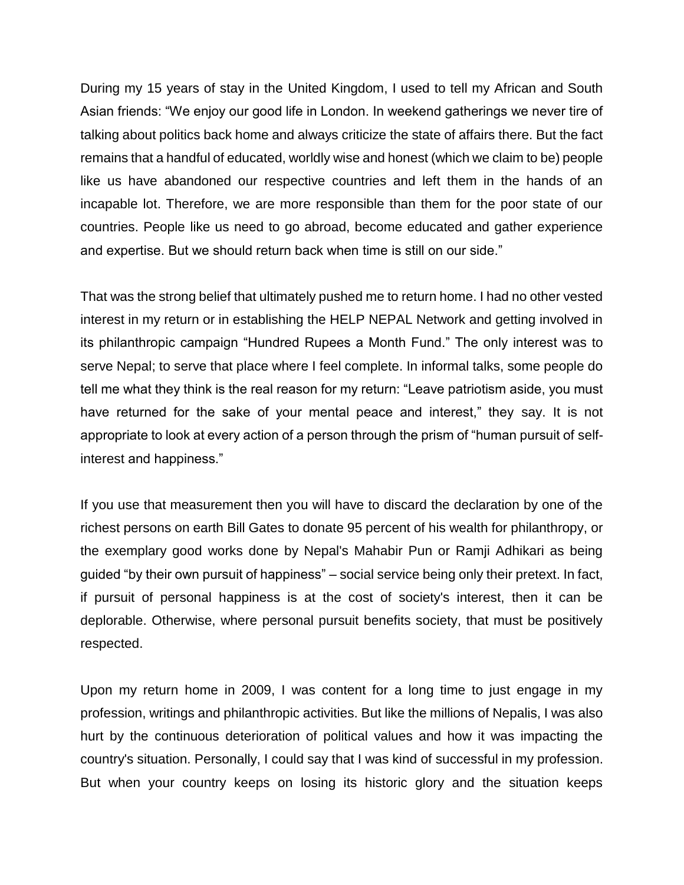During my 15 years of stay in the United Kingdom, I used to tell my African and South Asian friends: "We enjoy our good life in London. In weekend gatherings we never tire of talking about politics back home and always criticize the state of affairs there. But the fact remains that a handful of educated, worldly wise and honest (which we claim to be) people like us have abandoned our respective countries and left them in the hands of an incapable lot. Therefore, we are more responsible than them for the poor state of our countries. People like us need to go abroad, become educated and gather experience and expertise. But we should return back when time is still on our side."

That was the strong belief that ultimately pushed me to return home. I had no other vested interest in my return or in establishing the HELP NEPAL Network and getting involved in its philanthropic campaign "Hundred Rupees a Month Fund." The only interest was to serve Nepal; to serve that place where I feel complete. In informal talks, some people do tell me what they think is the real reason for my return: "Leave patriotism aside, you must have returned for the sake of your mental peace and interest," they say. It is not appropriate to look at every action of a person through the prism of "human pursuit of self-interest and happiness."

If you use that measurement then you will have to discard the declaration by one of the richest persons on earth Bill Gates to donate 95 percent of his wealth for philanthropy, or the exemplary good works done by Nepal's Mahabir Pun or Ramji Adhikari as being guided "by their own pursuit of happiness" – social service being only their pretext. In fact, if pursuit of personal happiness is at the cost of society's interest, then it can be deplorable. Otherwise, where personal pursuit benefits society, that must be positively respected.

Upon my return home in 2009, I was content for a long time to just engage in my profession, writings and philanthropic activities. But like the millions of Nepalis, I was also hurt by the continuous deterioration of political values and how it was impacting the country's situation. Personally, I could say that I was kind of successful in my profession. But when your country keeps on losing its historic glory and the situation keeps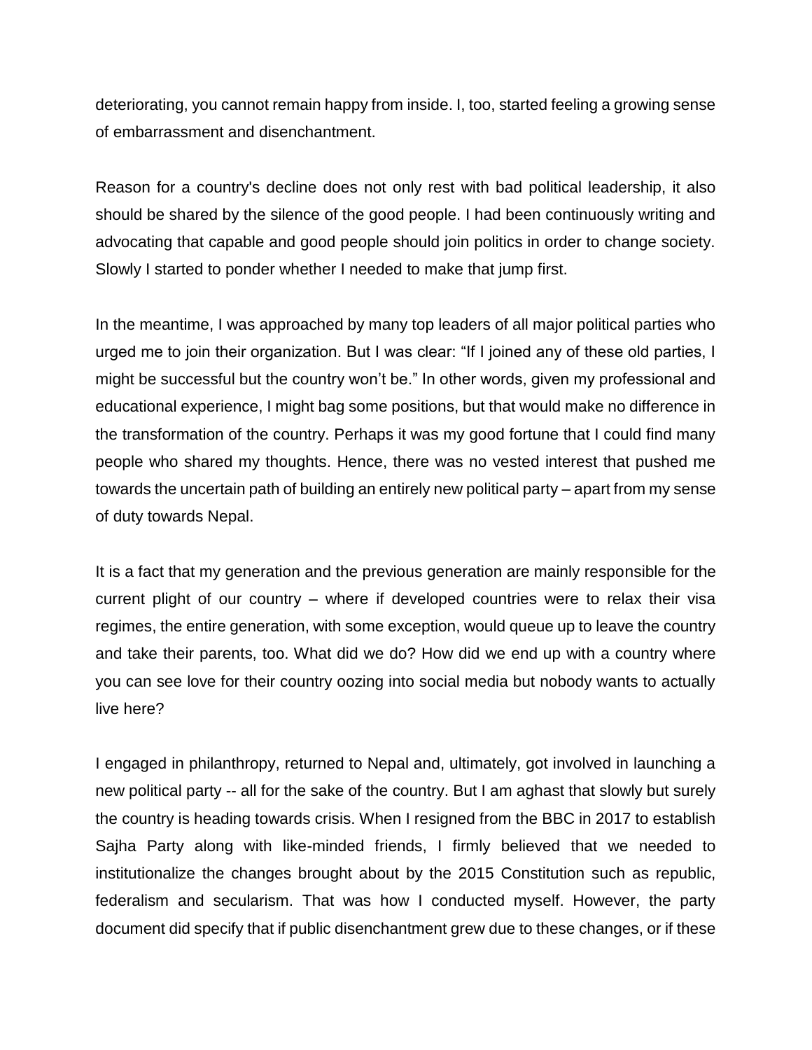deteriorating, you cannot remain happy from inside. I, too, started feeling a growing sense of embarrassment and disenchantment.

Reason for a country's decline does not only rest with bad political leadership, it also should be shared by the silence of the good people. I had been continuously writing and advocating that capable and good people should join politics in order to change society. Slowly I started to ponder whether I needed to make that jump first.

In the meantime, I was approached by many top leaders of all major political parties who urged me to join their organization. But I was clear: "If I joined any of these old parties, I might be successful but the country won't be." In other words, given my professional and educational experience, I might bag some positions, but that would make no difference in the transformation of the country. Perhaps it was my good fortune that I could find many people who shared my thoughts. Hence, there was no vested interest that pushed me towards the uncertain path of building an entirely new political party – apart from my sense of duty towards Nepal.

It is a fact that my generation and the previous generation are mainly responsible for the current plight of our country – where if developed countries were to relax their visa regimes, the entire generation, with some exception, would queue up to leave the country and take their parents, too. What did we do? How did we end up with a country where you can see love for their country oozing into social media but nobody wants to actually live here?

I engaged in philanthropy, returned to Nepal and, ultimately, got involved in launching a new political party -- all for the sake of the country. But I am aghast that slowly but surely the country is heading towards crisis. When I resigned from the BBC in 2017 to establish Sajha Party along with like-minded friends, I firmly believed that we needed to institutionalize the changes brought about by the 2015 Constitution such as republic, federalism and secularism. That was how I conducted myself. However, the party document did specify that if public disenchantment grew due to these changes, or if these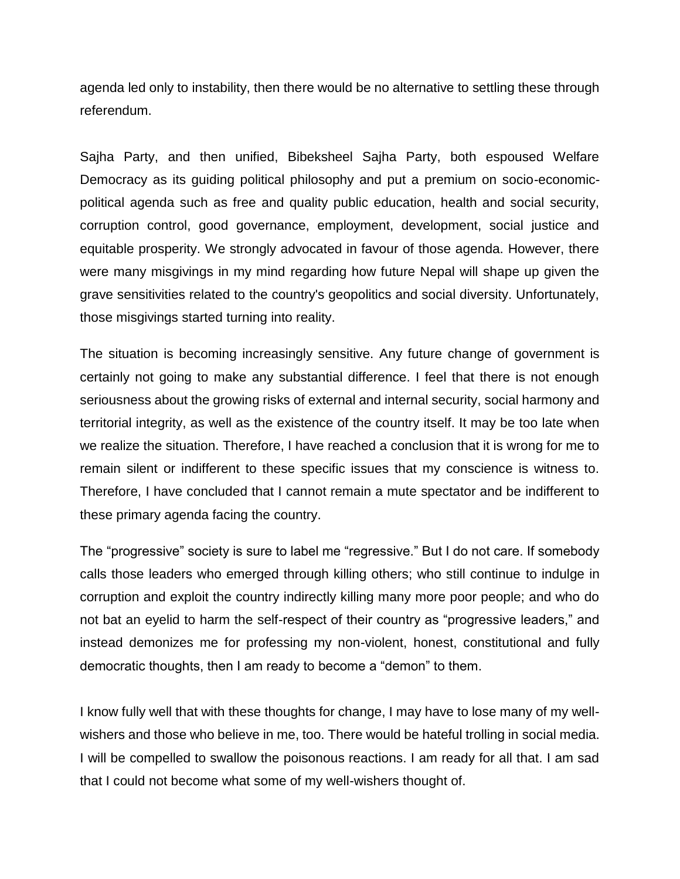agenda led only to instability, then there would be no alternative to settling these through referendum.

Sajha Party, and then unified, Bibeksheel Sajha Party, both espoused Welfare Democracy as its guiding political philosophy and put a premium on socio-economic-political agenda such as free and quality public education, health and social security, corruption control, good governance, employment, development, social justice and equitable prosperity. We strongly advocated in favour of those agenda. However, there were many misgivings in my mind regarding how future Nepal will shape up given the grave sensitivities related to the country's geopolitics and social diversity. Unfortunately, those misgivings started turning into reality.

The situation is becoming increasingly sensitive. Any future change of government is certainly not going to make any substantial difference. I feel that there is not enough seriousness about the growing risks of external and internal security, social harmony and territorial integrity, as well as the existence of the country itself. It may be too late when we realize the situation. Therefore, I have reached a conclusion that it is wrong for me to remain silent or indifferent to these specific issues that my conscience is witness to. Therefore, I have concluded that I cannot remain a mute spectator and be indifferent to these primary agenda facing the country.

The "progressive" society is sure to label me "regressive." But I do not care. If somebody calls those leaders who emerged through killing others; who still continue to indulge in corruption and exploit the country indirectly killing many more poor people; and who do not bat an eyelid to harm the self-respect of their country as "progressive leaders," and instead demonizes me for professing my non-violent, honest, constitutional and fully democratic thoughts, then I am ready to become a "demon" to them.

I know fully well that with these thoughts for change, I may have to lose many of my well-wishers and those who believe in me, too. There would be hateful trolling in social media. I will be compelled to swallow the poisonous reactions. I am ready for all that. I am sad that I could not become what some of my well-wishers thought of.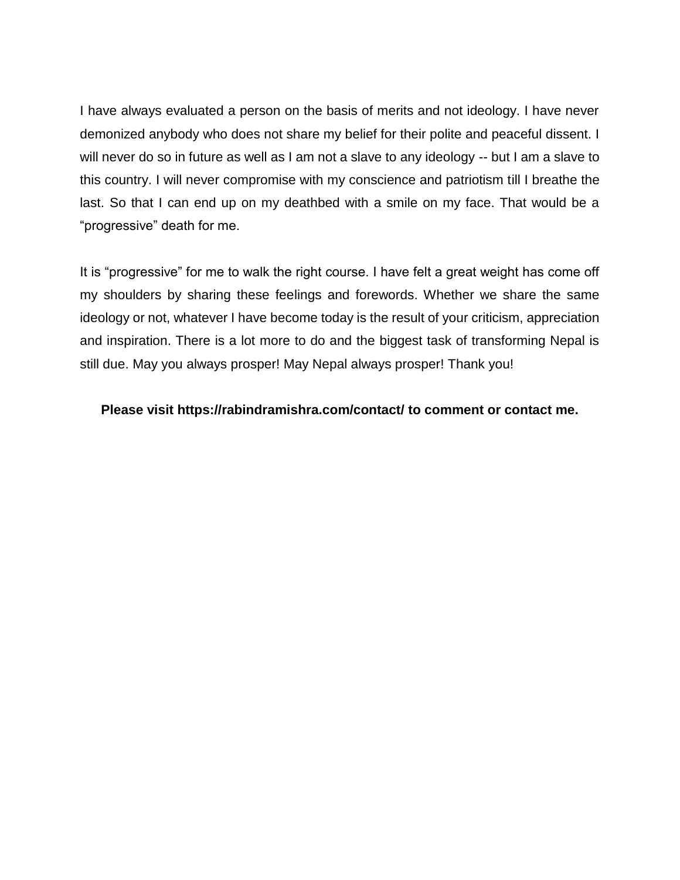I have always evaluated a person on the basis of merits and not ideology. I have never demonized anybody who does not share my belief for their polite and peaceful dissent. I will never do so in future as well as I am not a slave to any ideology -- but I am a slave to this country. I will never compromise with my conscience and patriotism till I breathe the last. So that I can end up on my deathbed with a smile on my face. That would be a "progressive" death for me.

It is "progressive" for me to walk the right course. I have felt a great weight has come off my shoulders by sharing these feelings and forewords. Whether we share the same ideology or not, whatever I have become today is the result of your criticism, appreciation and inspiration. There is a lot more to do and the biggest task of transforming Nepal is still due. May you always prosper! May Nepal always prosper! Thank you!

**Please visit https://rabindramishra.com/contact/ to comment or contact me.**